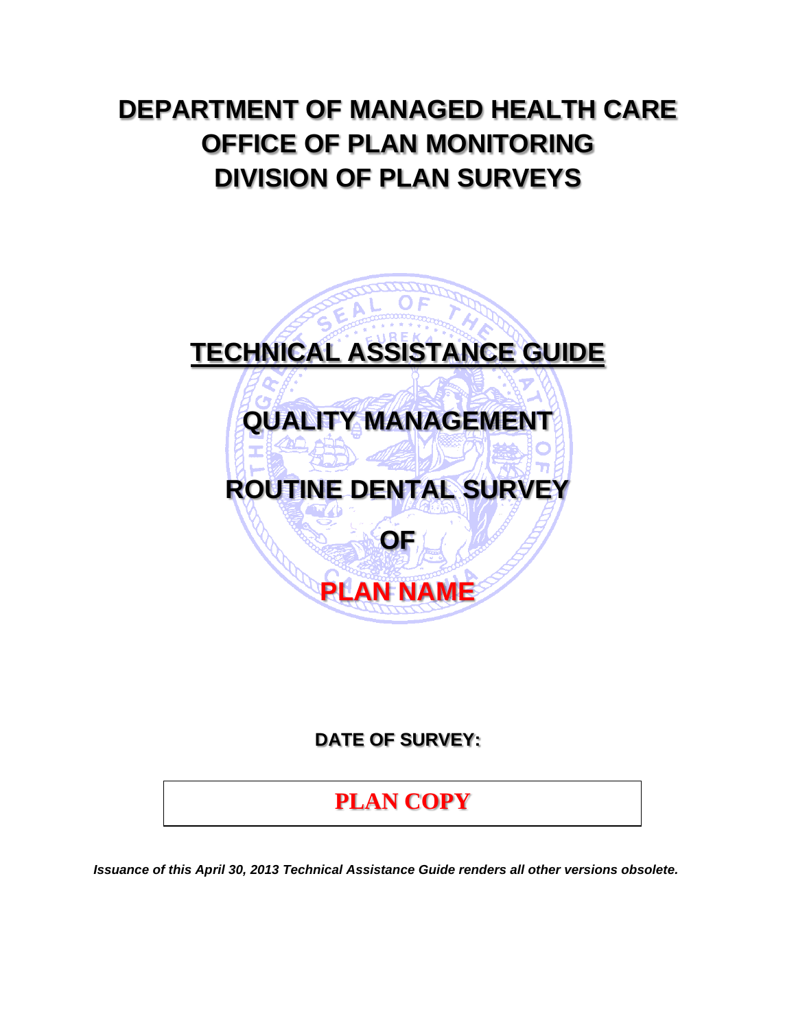# DEPARTMENT OF MANAGED HEALTH CARE
# OFFICE OF PLAN MONITORING
# DIVISION OF PLAN SURVEYS

## TECHNICAL ASSISTANCE GUIDE

## QUALITY MANAGEMENT

## ROUTINE DENTAL SURVEY

## OF

## PLAN NAME

**DATE OF SURVEY:**

| PLAN COPY |
|---|

***Issuance of this April 30, 2013 Technical Assistance Guide renders all other versions obsolete.***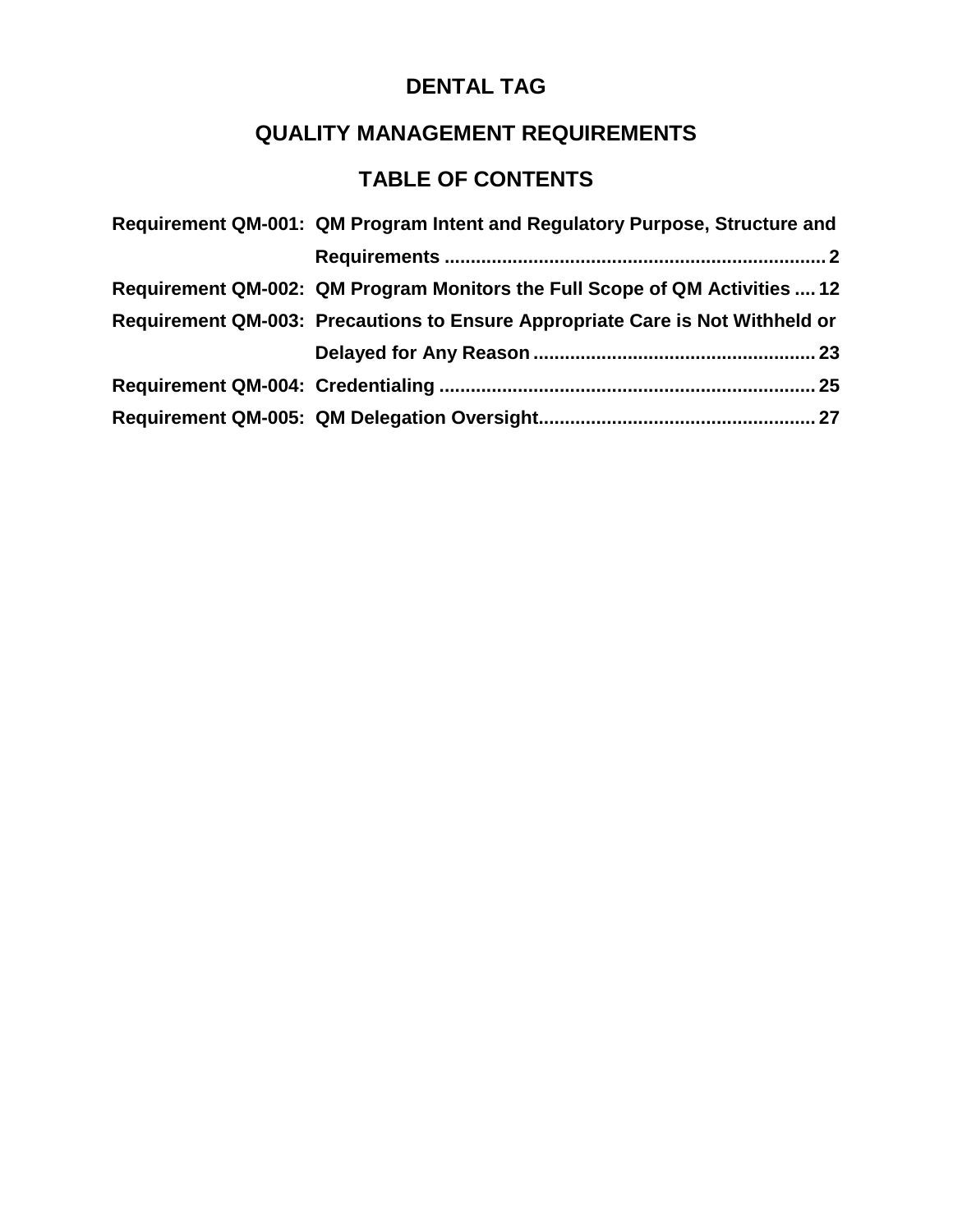# DENTAL TAG

## QUALITY MANAGEMENT REQUIREMENTS

## TABLE OF CONTENTS

**Requirement QM-001: QM Program Intent and Regulatory Purpose, Structure and Requirements ........................................................................ 2**

**Requirement QM-002: QM Program Monitors the Full Scope of QM Activities .... 12**

**Requirement QM-003: Precautions to Ensure Appropriate Care is Not Withheld or Delayed for Any Reason ..................................................... 23**

**Requirement QM-004: Credentialing ....................................................................... 25**

**Requirement QM-005: QM Delegation Oversight.................................................... 27**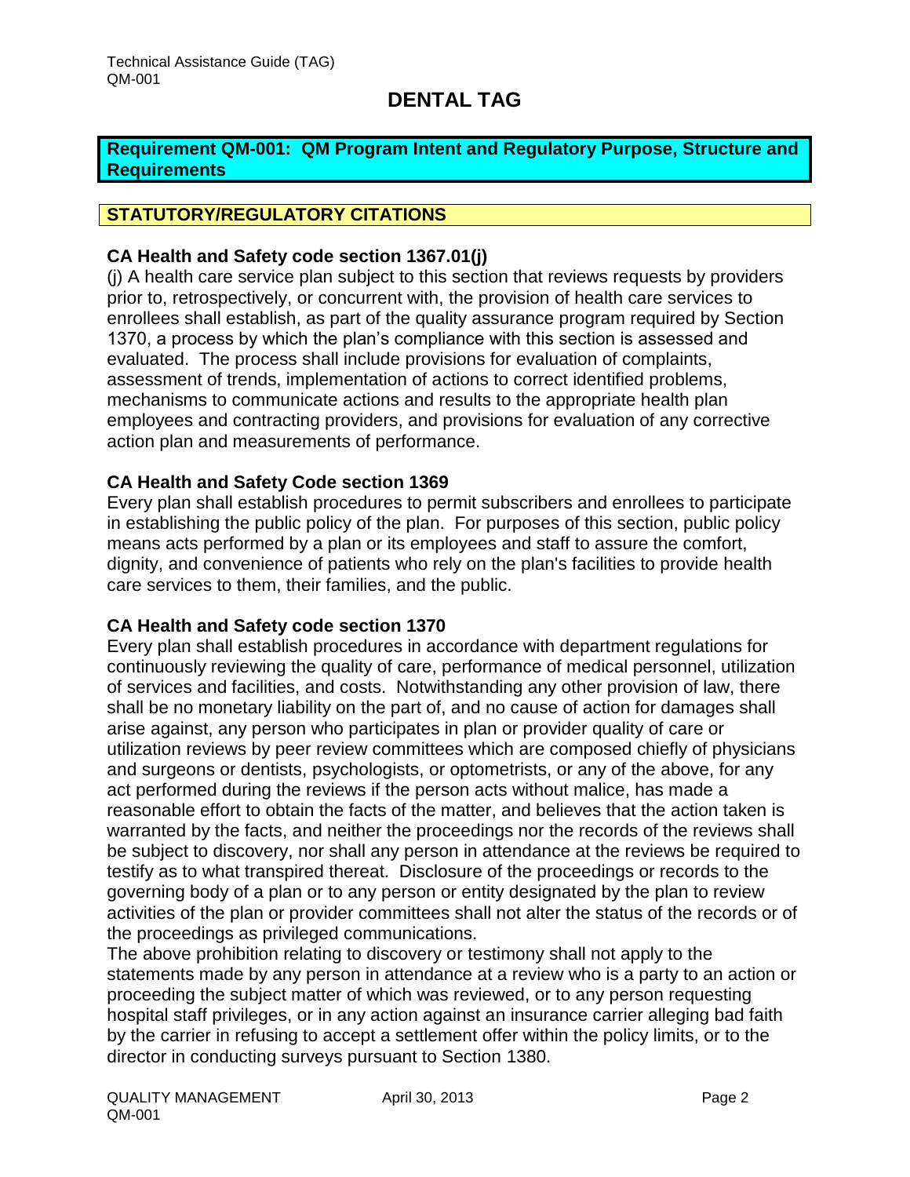# DENTAL TAG

## Requirement QM-001: QM Program Intent and Regulatory Purpose, Structure and Requirements

## STATUTORY/REGULATORY CITATIONS

### CA Health and Safety code section 1367.01(j)

(j) A health care service plan subject to this section that reviews requests by providers prior to, retrospectively, or concurrent with, the provision of health care services to enrollees shall establish, as part of the quality assurance program required by Section 1370, a process by which the plan's compliance with this section is assessed and evaluated. The process shall include provisions for evaluation of complaints, assessment of trends, implementation of actions to correct identified problems, mechanisms to communicate actions and results to the appropriate health plan employees and contracting providers, and provisions for evaluation of any corrective action plan and measurements of performance.

### CA Health and Safety Code section 1369

Every plan shall establish procedures to permit subscribers and enrollees to participate in establishing the public policy of the plan. For purposes of this section, public policy means acts performed by a plan or its employees and staff to assure the comfort, dignity, and convenience of patients who rely on the plan's facilities to provide health care services to them, their families, and the public.

### CA Health and Safety code section 1370

Every plan shall establish procedures in accordance with department regulations for continuously reviewing the quality of care, performance of medical personnel, utilization of services and facilities, and costs. Notwithstanding any other provision of law, there shall be no monetary liability on the part of, and no cause of action for damages shall arise against, any person who participates in plan or provider quality of care or utilization reviews by peer review committees which are composed chiefly of physicians and surgeons or dentists, psychologists, or optometrists, or any of the above, for any act performed during the reviews if the person acts without malice, has made a reasonable effort to obtain the facts of the matter, and believes that the action taken is warranted by the facts, and neither the proceedings nor the records of the reviews shall be subject to discovery, nor shall any person in attendance at the reviews be required to testify as to what transpired thereat. Disclosure of the proceedings or records to the governing body of a plan or to any person or entity designated by the plan to review activities of the plan or provider committees shall not alter the status of the records or of the proceedings as privileged communications.

The above prohibition relating to discovery or testimony shall not apply to the statements made by any person in attendance at a review who is a party to an action or proceeding the subject matter of which was reviewed, or to any person requesting hospital staff privileges, or in any action against an insurance carrier alleging bad faith by the carrier in refusing to accept a settlement offer within the policy limits, or to the director in conducting surveys pursuant to Section 1380.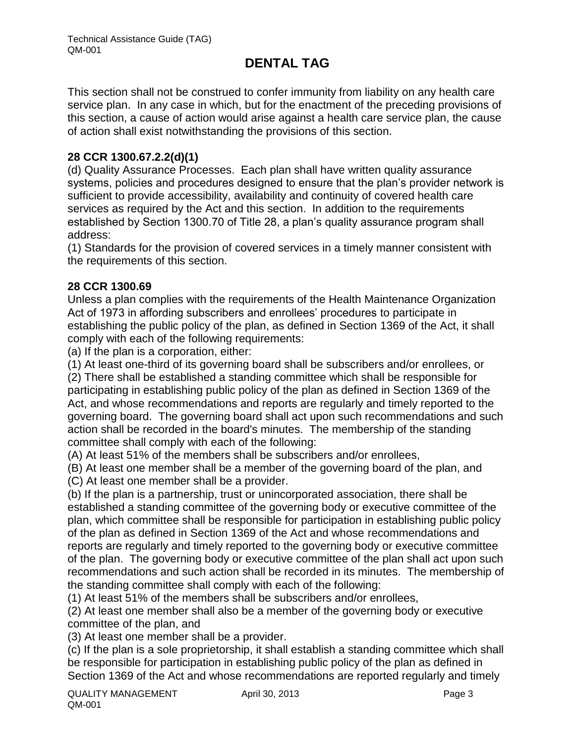This section shall not be construed to confer immunity from liability on any health care service plan. In any case in which, but for the enactment of the preceding provisions of this section, a cause of action would arise against a health care service plan, the cause of action shall exist notwithstanding the provisions of this section.

**28 CCR 1300.67.2.2(d)(1)**

(d) Quality Assurance Processes. Each plan shall have written quality assurance systems, policies and procedures designed to ensure that the plan's provider network is sufficient to provide accessibility, availability and continuity of covered health care services as required by the Act and this section. In addition to the requirements established by Section 1300.70 of Title 28, a plan's quality assurance program shall address:

(1) Standards for the provision of covered services in a timely manner consistent with the requirements of this section.

**28 CCR 1300.69**

Unless a plan complies with the requirements of the Health Maintenance Organization Act of 1973 in affording subscribers and enrollees' procedures to participate in establishing the public policy of the plan, as defined in Section 1369 of the Act, it shall comply with each of the following requirements:

(a) If the plan is a corporation, either:

(1) At least one-third of its governing board shall be subscribers and/or enrollees, or

(2) There shall be established a standing committee which shall be responsible for participating in establishing public policy of the plan as defined in Section 1369 of the Act, and whose recommendations and reports are regularly and timely reported to the governing board. The governing board shall act upon such recommendations and such action shall be recorded in the board's minutes. The membership of the standing committee shall comply with each of the following:

(A) At least 51% of the members shall be subscribers and/or enrollees,

(B) At least one member shall be a member of the governing board of the plan, and

(C) At least one member shall be a provider.

(b) If the plan is a partnership, trust or unincorporated association, there shall be established a standing committee of the governing body or executive committee of the plan, which committee shall be responsible for participation in establishing public policy of the plan as defined in Section 1369 of the Act and whose recommendations and reports are regularly and timely reported to the governing body or executive committee of the plan. The governing body or executive committee of the plan shall act upon such recommendations and such action shall be recorded in its minutes. The membership of the standing committee shall comply with each of the following:

(1) At least 51% of the members shall be subscribers and/or enrollees,

(2) At least one member shall also be a member of the governing body or executive committee of the plan, and

(3) At least one member shall be a provider.

(c) If the plan is a sole proprietorship, it shall establish a standing committee which shall be responsible for participation in establishing public policy of the plan as defined in Section 1369 of the Act and whose recommendations are reported regularly and timely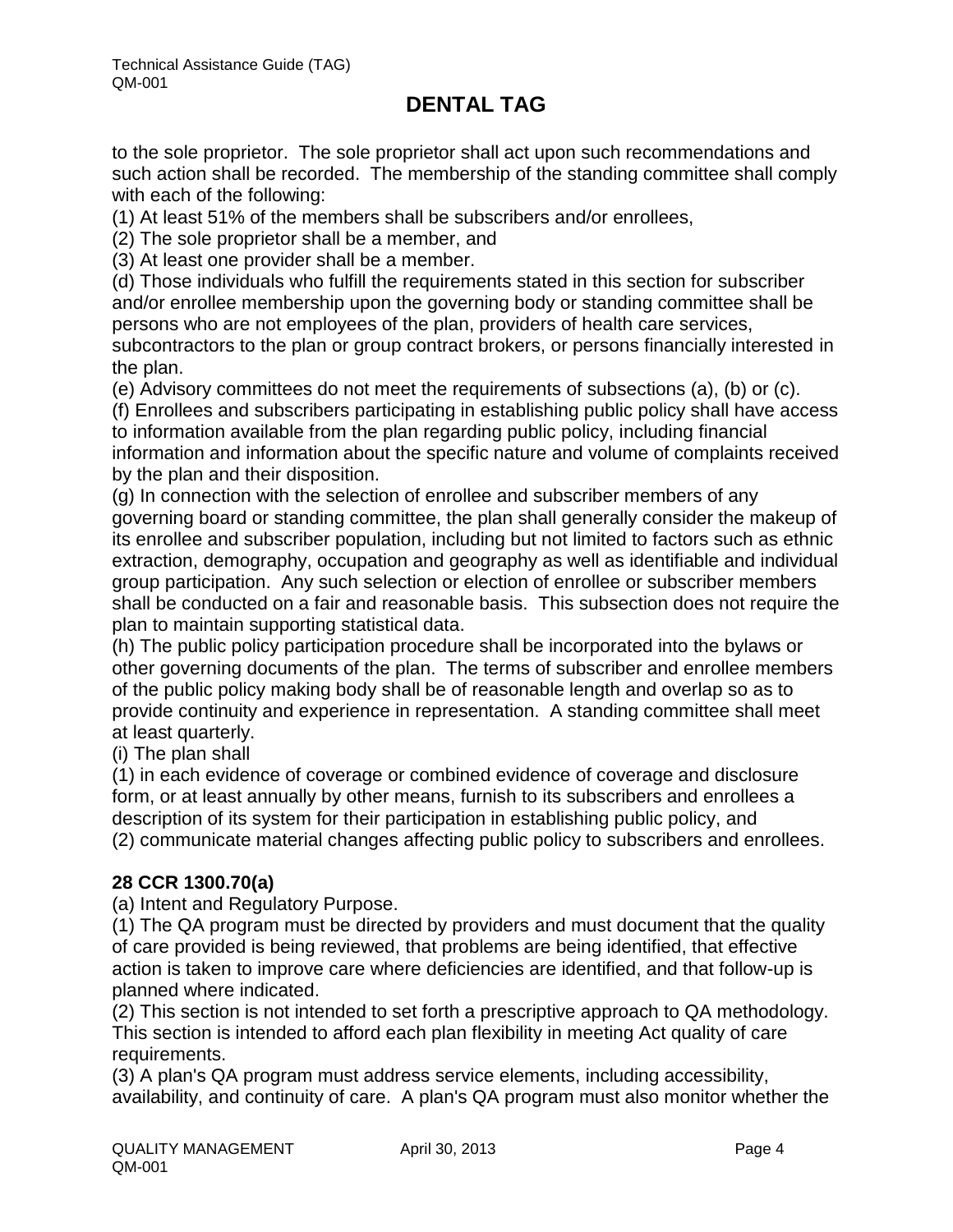to the sole proprietor. The sole proprietor shall act upon such recommendations and such action shall be recorded. The membership of the standing committee shall comply with each of the following:

(1) At least 51% of the members shall be subscribers and/or enrollees,

(2) The sole proprietor shall be a member, and

(3) At least one provider shall be a member.

(d) Those individuals who fulfill the requirements stated in this section for subscriber and/or enrollee membership upon the governing body or standing committee shall be persons who are not employees of the plan, providers of health care services, subcontractors to the plan or group contract brokers, or persons financially interested in the plan.

(e) Advisory committees do not meet the requirements of subsections (a), (b) or (c).

(f) Enrollees and subscribers participating in establishing public policy shall have access to information available from the plan regarding public policy, including financial information and information about the specific nature and volume of complaints received by the plan and their disposition.

(g) In connection with the selection of enrollee and subscriber members of any governing board or standing committee, the plan shall generally consider the makeup of its enrollee and subscriber population, including but not limited to factors such as ethnic extraction, demography, occupation and geography as well as identifiable and individual group participation. Any such selection or election of enrollee or subscriber members shall be conducted on a fair and reasonable basis. This subsection does not require the plan to maintain supporting statistical data.

(h) The public policy participation procedure shall be incorporated into the bylaws or other governing documents of the plan. The terms of subscriber and enrollee members of the public policy making body shall be of reasonable length and overlap so as to provide continuity and experience in representation. A standing committee shall meet at least quarterly.

(i) The plan shall

(1) in each evidence of coverage or combined evidence of coverage and disclosure form, or at least annually by other means, furnish to its subscribers and enrollees a description of its system for their participation in establishing public policy, and

(2) communicate material changes affecting public policy to subscribers and enrollees.

**28 CCR 1300.70(a)**

(a) Intent and Regulatory Purpose.

(1) The QA program must be directed by providers and must document that the quality of care provided is being reviewed, that problems are being identified, that effective action is taken to improve care where deficiencies are identified, and that follow-up is planned where indicated.

(2) This section is not intended to set forth a prescriptive approach to QA methodology. This section is intended to afford each plan flexibility in meeting Act quality of care requirements.

(3) A plan's QA program must address service elements, including accessibility, availability, and continuity of care. A plan's QA program must also monitor whether the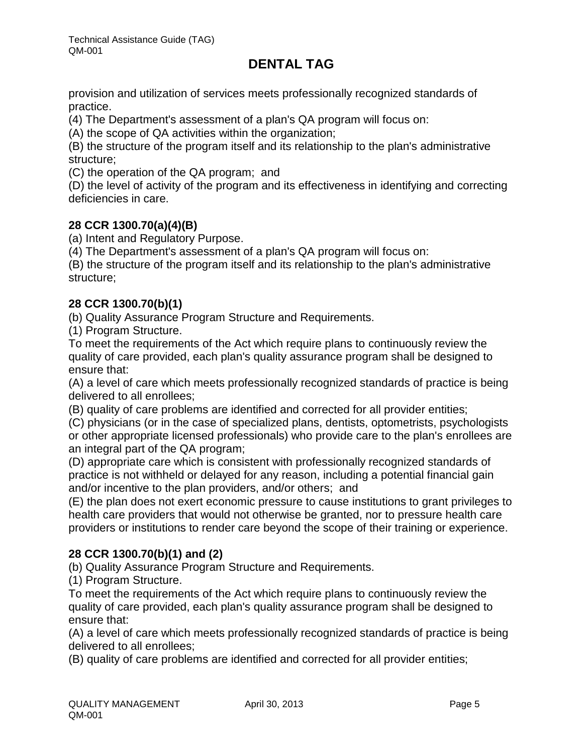provision and utilization of services meets professionally recognized standards of practice.

(4) The Department's assessment of a plan's QA program will focus on:

(A) the scope of QA activities within the organization;

(B) the structure of the program itself and its relationship to the plan's administrative structure;

(C) the operation of the QA program; and

(D) the level of activity of the program and its effectiveness in identifying and correcting deficiencies in care.

**28 CCR 1300.70(a)(4)(B)**

(a) Intent and Regulatory Purpose.

(4) The Department's assessment of a plan's QA program will focus on:

(B) the structure of the program itself and its relationship to the plan's administrative structure;

**28 CCR 1300.70(b)(1)**

(b) Quality Assurance Program Structure and Requirements.

(1) Program Structure.

To meet the requirements of the Act which require plans to continuously review the quality of care provided, each plan's quality assurance program shall be designed to ensure that:

(A) a level of care which meets professionally recognized standards of practice is being delivered to all enrollees;

(B) quality of care problems are identified and corrected for all provider entities;

(C) physicians (or in the case of specialized plans, dentists, optometrists, psychologists or other appropriate licensed professionals) who provide care to the plan's enrollees are an integral part of the QA program;

(D) appropriate care which is consistent with professionally recognized standards of practice is not withheld or delayed for any reason, including a potential financial gain and/or incentive to the plan providers, and/or others; and

(E) the plan does not exert economic pressure to cause institutions to grant privileges to health care providers that would not otherwise be granted, nor to pressure health care providers or institutions to render care beyond the scope of their training or experience.

**28 CCR 1300.70(b)(1) and (2)**

(b) Quality Assurance Program Structure and Requirements.

(1) Program Structure.

To meet the requirements of the Act which require plans to continuously review the quality of care provided, each plan's quality assurance program shall be designed to ensure that:

(A) a level of care which meets professionally recognized standards of practice is being delivered to all enrollees;

(B) quality of care problems are identified and corrected for all provider entities;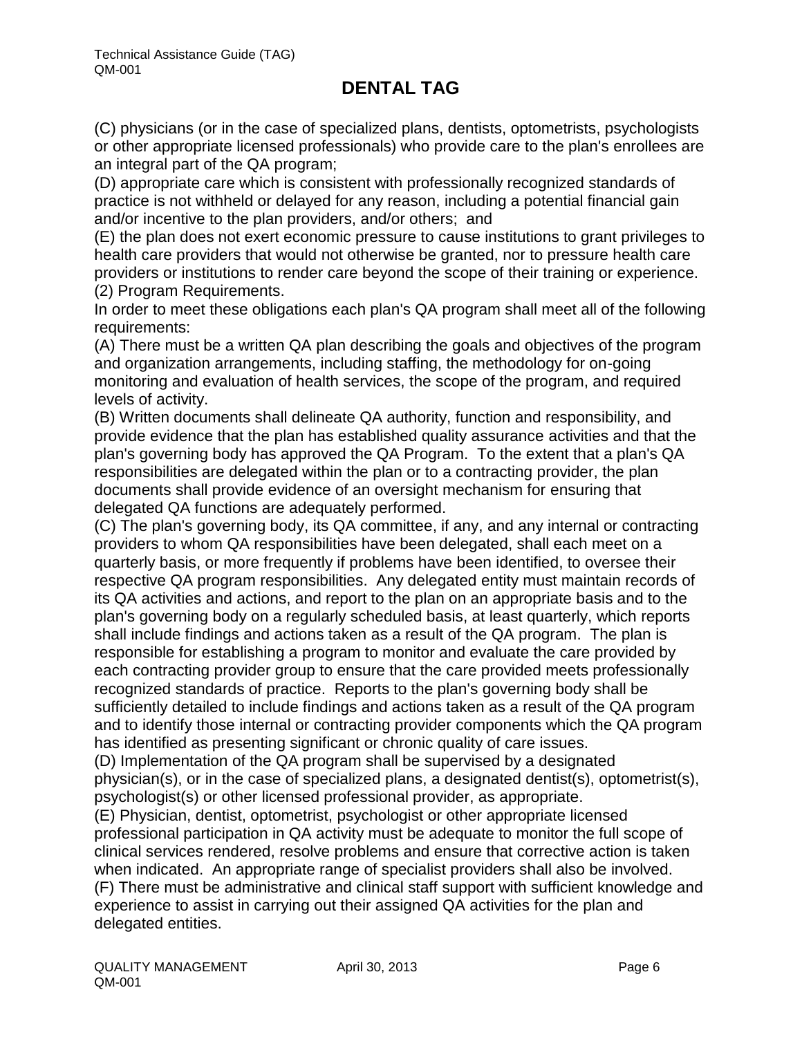# DENTAL TAG

(C) physicians (or in the case of specialized plans, dentists, optometrists, psychologists or other appropriate licensed professionals) who provide care to the plan's enrollees are an integral part of the QA program;

(D) appropriate care which is consistent with professionally recognized standards of practice is not withheld or delayed for any reason, including a potential financial gain and/or incentive to the plan providers, and/or others; and

(E) the plan does not exert economic pressure to cause institutions to grant privileges to health care providers that would not otherwise be granted, nor to pressure health care providers or institutions to render care beyond the scope of their training or experience.

(2) Program Requirements.

In order to meet these obligations each plan's QA program shall meet all of the following requirements:

(A) There must be a written QA plan describing the goals and objectives of the program and organization arrangements, including staffing, the methodology for on-going monitoring and evaluation of health services, the scope of the program, and required levels of activity.

(B) Written documents shall delineate QA authority, function and responsibility, and provide evidence that the plan has established quality assurance activities and that the plan's governing body has approved the QA Program. To the extent that a plan's QA responsibilities are delegated within the plan or to a contracting provider, the plan documents shall provide evidence of an oversight mechanism for ensuring that delegated QA functions are adequately performed.

(C) The plan's governing body, its QA committee, if any, and any internal or contracting providers to whom QA responsibilities have been delegated, shall each meet on a quarterly basis, or more frequently if problems have been identified, to oversee their respective QA program responsibilities. Any delegated entity must maintain records of its QA activities and actions, and report to the plan on an appropriate basis and to the plan's governing body on a regularly scheduled basis, at least quarterly, which reports shall include findings and actions taken as a result of the QA program. The plan is responsible for establishing a program to monitor and evaluate the care provided by each contracting provider group to ensure that the care provided meets professionally recognized standards of practice. Reports to the plan's governing body shall be sufficiently detailed to include findings and actions taken as a result of the QA program and to identify those internal or contracting provider components which the QA program has identified as presenting significant or chronic quality of care issues.

(D) Implementation of the QA program shall be supervised by a designated physician(s), or in the case of specialized plans, a designated dentist(s), optometrist(s), psychologist(s) or other licensed professional provider, as appropriate.

(E) Physician, dentist, optometrist, psychologist or other appropriate licensed professional participation in QA activity must be adequate to monitor the full scope of clinical services rendered, resolve problems and ensure that corrective action is taken when indicated. An appropriate range of specialist providers shall also be involved.

(F) There must be administrative and clinical staff support with sufficient knowledge and experience to assist in carrying out their assigned QA activities for the plan and delegated entities.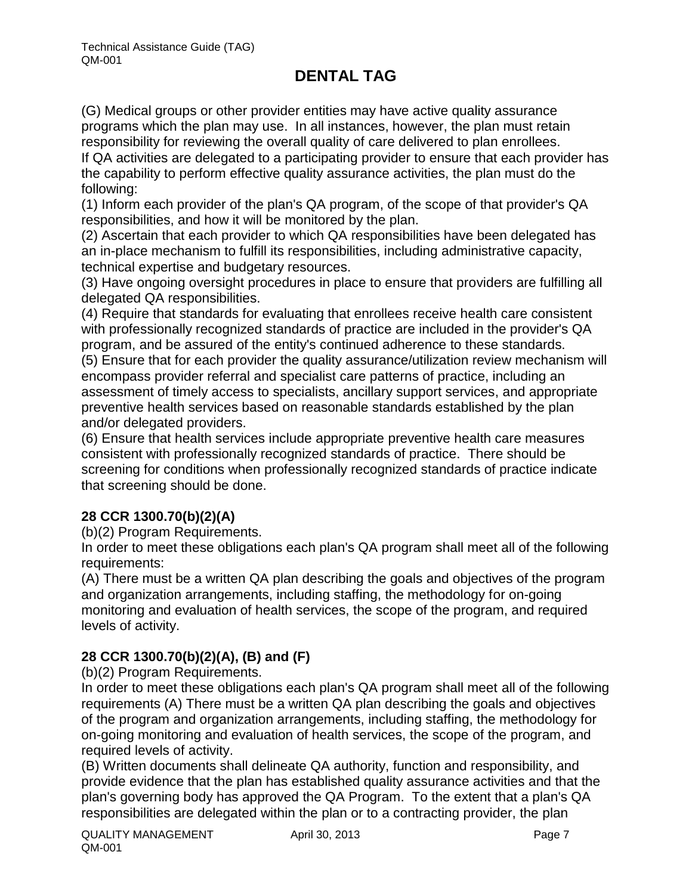(G) Medical groups or other provider entities may have active quality assurance programs which the plan may use. In all instances, however, the plan must retain responsibility for reviewing the overall quality of care delivered to plan enrollees. If QA activities are delegated to a participating provider to ensure that each provider has the capability to perform effective quality assurance activities, the plan must do the following:

(1) Inform each provider of the plan's QA program, of the scope of that provider's QA responsibilities, and how it will be monitored by the plan.

(2) Ascertain that each provider to which QA responsibilities have been delegated has an in-place mechanism to fulfill its responsibilities, including administrative capacity, technical expertise and budgetary resources.

(3) Have ongoing oversight procedures in place to ensure that providers are fulfilling all delegated QA responsibilities.

(4) Require that standards for evaluating that enrollees receive health care consistent with professionally recognized standards of practice are included in the provider's QA program, and be assured of the entity's continued adherence to these standards.

(5) Ensure that for each provider the quality assurance/utilization review mechanism will encompass provider referral and specialist care patterns of practice, including an assessment of timely access to specialists, ancillary support services, and appropriate preventive health services based on reasonable standards established by the plan and/or delegated providers.

(6) Ensure that health services include appropriate preventive health care measures consistent with professionally recognized standards of practice. There should be screening for conditions when professionally recognized standards of practice indicate that screening should be done.

**28 CCR 1300.70(b)(2)(A)**

(b)(2) Program Requirements.

In order to meet these obligations each plan's QA program shall meet all of the following requirements:

(A) There must be a written QA plan describing the goals and objectives of the program and organization arrangements, including staffing, the methodology for on-going monitoring and evaluation of health services, the scope of the program, and required levels of activity.

**28 CCR 1300.70(b)(2)(A), (B) and (F)**

(b)(2) Program Requirements.

In order to meet these obligations each plan's QA program shall meet all of the following requirements (A) There must be a written QA plan describing the goals and objectives of the program and organization arrangements, including staffing, the methodology for on-going monitoring and evaluation of health services, the scope of the program, and required levels of activity.

(B) Written documents shall delineate QA authority, function and responsibility, and provide evidence that the plan has established quality assurance activities and that the plan's governing body has approved the QA Program. To the extent that a plan's QA responsibilities are delegated within the plan or to a contracting provider, the plan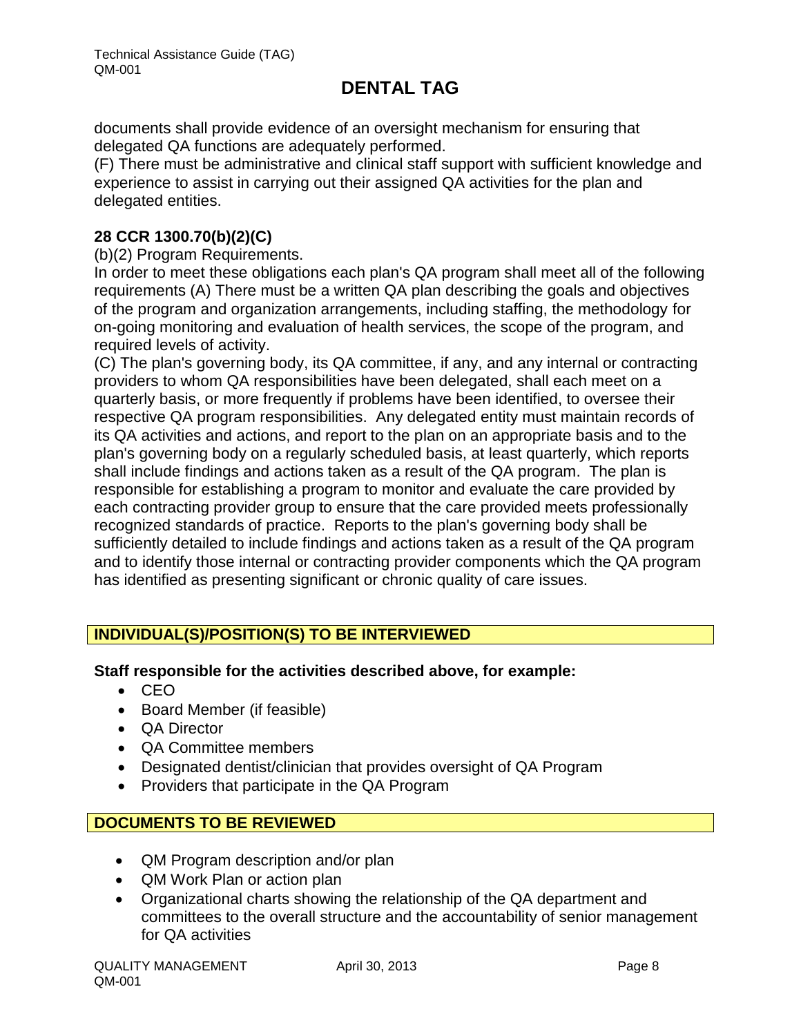documents shall provide evidence of an oversight mechanism for ensuring that delegated QA functions are adequately performed.

(F) There must be administrative and clinical staff support with sufficient knowledge and experience to assist in carrying out their assigned QA activities for the plan and delegated entities.

**28 CCR 1300.70(b)(2)(C)**

(b)(2) Program Requirements.

In order to meet these obligations each plan's QA program shall meet all of the following requirements (A) There must be a written QA plan describing the goals and objectives of the program and organization arrangements, including staffing, the methodology for on-going monitoring and evaluation of health services, the scope of the program, and required levels of activity.

(C) The plan's governing body, its QA committee, if any, and any internal or contracting providers to whom QA responsibilities have been delegated, shall each meet on a quarterly basis, or more frequently if problems have been identified, to oversee their respective QA program responsibilities. Any delegated entity must maintain records of its QA activities and actions, and report to the plan on an appropriate basis and to the plan's governing body on a regularly scheduled basis, at least quarterly, which reports shall include findings and actions taken as a result of the QA program. The plan is responsible for establishing a program to monitor and evaluate the care provided by each contracting provider group to ensure that the care provided meets professionally recognized standards of practice. Reports to the plan's governing body shall be sufficiently detailed to include findings and actions taken as a result of the QA program and to identify those internal or contracting provider components which the QA program has identified as presenting significant or chronic quality of care issues.

## INDIVIDUAL(S)/POSITION(S) TO BE INTERVIEWED

**Staff responsible for the activities described above, for example:**

- CEO
- Board Member (if feasible)
- QA Director
- QA Committee members
- Designated dentist/clinician that provides oversight of QA Program
- Providers that participate in the QA Program

## DOCUMENTS TO BE REVIEWED

- QM Program description and/or plan
- QM Work Plan or action plan
- Organizational charts showing the relationship of the QA department and committees to the overall structure and the accountability of senior management for QA activities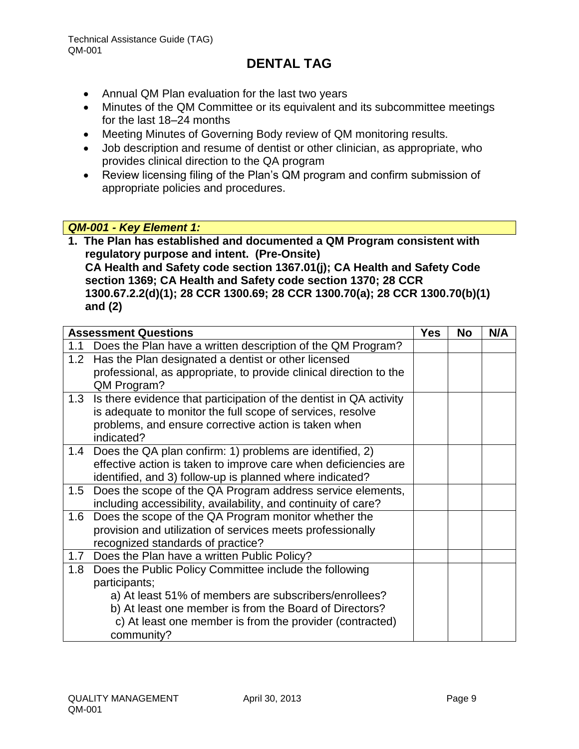## DENTAL TAG

- Annual QM Plan evaluation for the last two years
- Minutes of the QM Committee or its equivalent and its subcommittee meetings for the last 18–24 months
- Meeting Minutes of Governing Body review of QM monitoring results.
- Job description and resume of dentist or other clinician, as appropriate, who provides clinical direction to the QA program
- Review licensing filing of the Plan's QM program and confirm submission of appropriate policies and procedures.

***QM-001 - Key Element 1:***

**1. The Plan has established and documented a QM Program consistent with regulatory purpose and intent. (Pre-Onsite)**
**CA Health and Safety code section 1367.01(j); CA Health and Safety Code section 1369; CA Health and Safety code section 1370; 28 CCR 1300.67.2.2(d)(1); 28 CCR 1300.69; 28 CCR 1300.70(a); 28 CCR 1300.70(b)(1) and (2)**

| Assessment Questions | Yes | No | N/A |
|---|---|---|---|
| 1.1 Does the Plan have a written description of the QM Program? | | | |
| 1.2 Has the Plan designated a dentist or other licensed professional, as appropriate, to provide clinical direction to the QM Program? | | | |
| 1.3 Is there evidence that participation of the dentist in QA activity is adequate to monitor the full scope of services, resolve problems, and ensure corrective action is taken when indicated? | | | |
| 1.4 Does the QA plan confirm: 1) problems are identified, 2) effective action is taken to improve care when deficiencies are identified, and 3) follow-up is planned where indicated? | | | |
| 1.5 Does the scope of the QA Program address service elements, including accessibility, availability, and continuity of care? | | | |
| 1.6 Does the scope of the QA Program monitor whether the provision and utilization of services meets professionally recognized standards of practice? | | | |
| 1.7 Does the Plan have a written Public Policy? | | | |
| 1.8 Does the Public Policy Committee include the following participants;<br>a) At least 51% of members are subscribers/enrollees?<br>b) At least one member is from the Board of Directors?<br>c) At least one member is from the provider (contracted) community? | | | |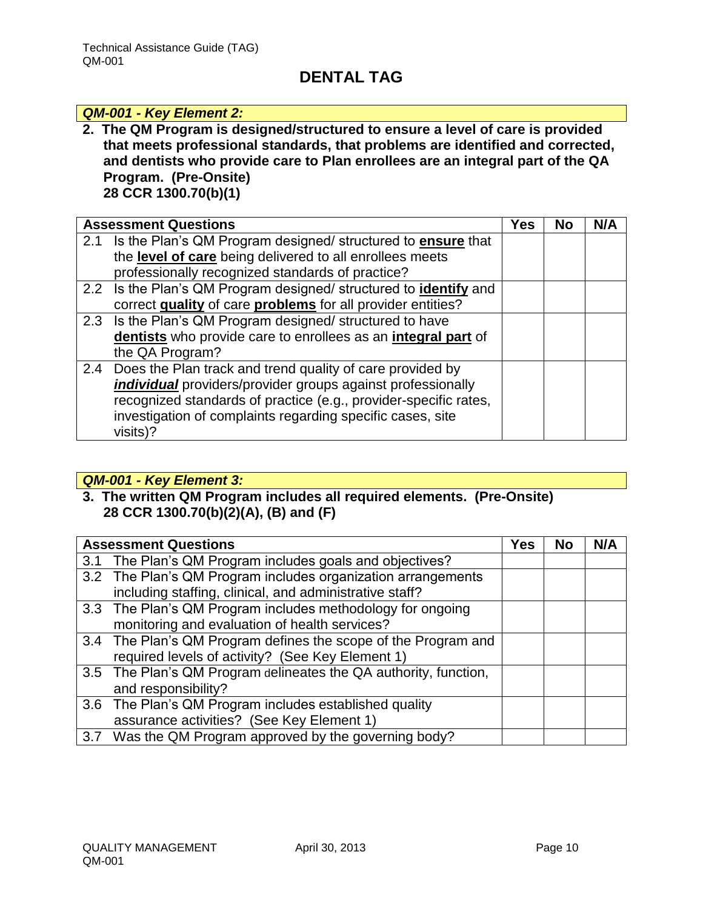# DENTAL TAG

***QM-001 - Key Element 2:***

**2. The QM Program is designed/structured to ensure a level of care is provided that meets professional standards, that problems are identified and corrected, and dentists who provide care to Plan enrollees are an integral part of the QA Program. (Pre-Onsite)**
**28 CCR 1300.70(b)(1)**

| Assessment Questions | Yes | No | N/A |
|---|---|---|---|
| 2.1 Is the Plan's QM Program designed/ structured to **ensure** that the **level of care** being delivered to all enrollees meets professionally recognized standards of practice? | | | |
| 2.2 Is the Plan's QM Program designed/ structured to **identify** and correct **quality** of care **problems** for all provider entities? | | | |
| 2.3 Is the Plan's QM Program designed/ structured to have **dentists** who provide care to enrollees as an **integral part** of the QA Program? | | | |
| 2.4 Does the Plan track and trend quality of care provided by ***individual*** providers/provider groups against professionally recognized standards of practice (e.g., provider-specific rates, investigation of complaints regarding specific cases, site visits)? | | | |

***QM-001 - Key Element 3:***

**3. The written QM Program includes all required elements. (Pre-Onsite)**
**28 CCR 1300.70(b)(2)(A), (B) and (F)**

| Assessment Questions | Yes | No | N/A |
|---|---|---|---|
| 3.1 The Plan's QM Program includes goals and objectives? | | | |
| 3.2 The Plan's QM Program includes organization arrangements including staffing, clinical, and administrative staff? | | | |
| 3.3 The Plan's QM Program includes methodology for ongoing monitoring and evaluation of health services? | | | |
| 3.4 The Plan's QM Program defines the scope of the Program and required levels of activity? (See Key Element 1) | | | |
| 3.5 The Plan's QM Program delineates the QA authority, function, and responsibility? | | | |
| 3.6 The Plan's QM Program includes established quality assurance activities? (See Key Element 1) | | | |
| 3.7 Was the QM Program approved by the governing body? | | | |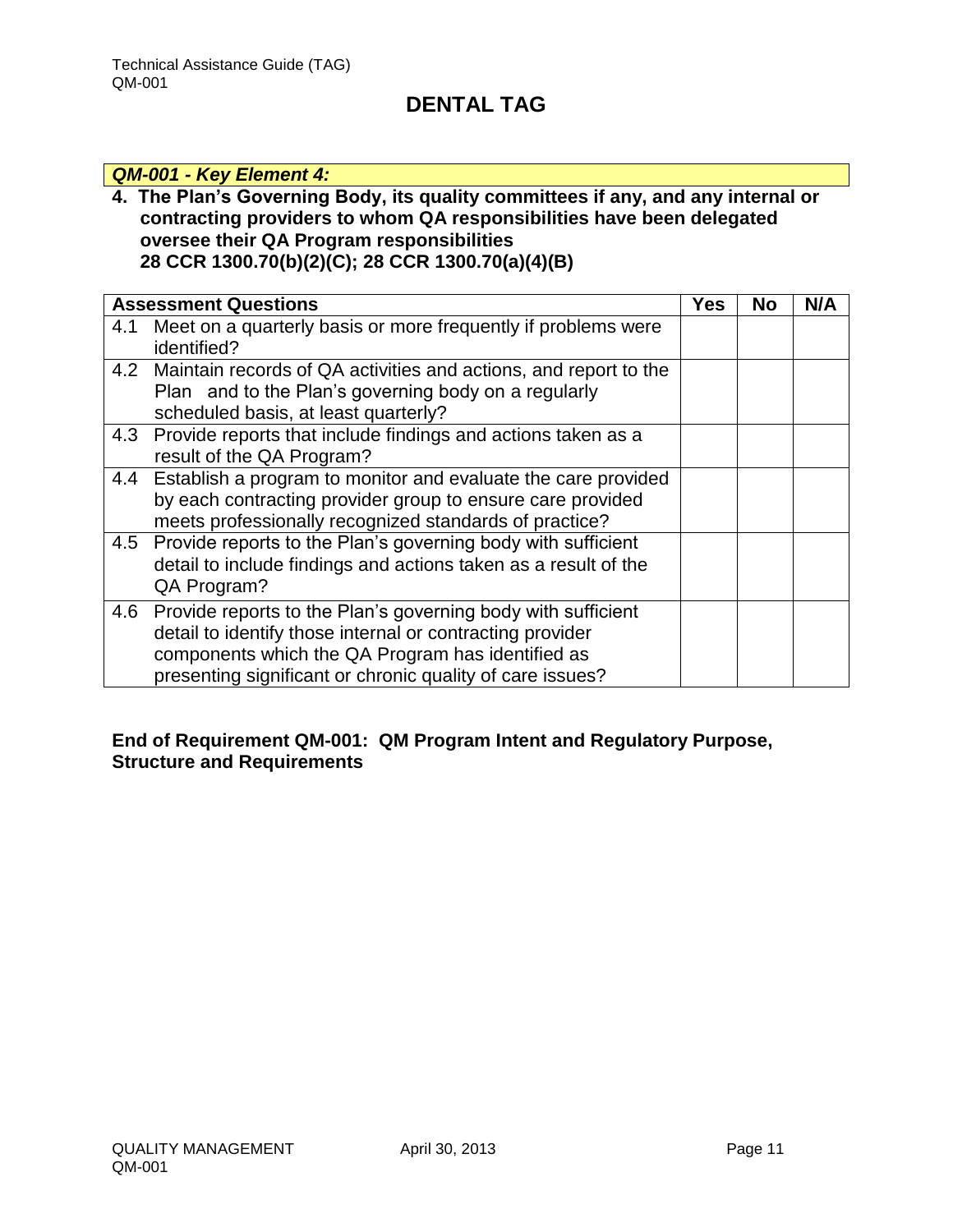# DENTAL TAG

***QM-001 - Key Element 4:***

**4. The Plan's Governing Body, its quality committees if any, and any internal or contracting providers to whom QA responsibilities have been delegated oversee their QA Program responsibilities**
**28 CCR 1300.70(b)(2)(C); 28 CCR 1300.70(a)(4)(B)**

| Assessment Questions | Yes | No | N/A |
|---|---|---|---|
| 4.1 Meet on a quarterly basis or more frequently if problems were identified? | | | |
| 4.2 Maintain records of QA activities and actions, and report to the Plan and to the Plan's governing body on a regularly scheduled basis, at least quarterly? | | | |
| 4.3 Provide reports that include findings and actions taken as a result of the QA Program? | | | |
| 4.4 Establish a program to monitor and evaluate the care provided by each contracting provider group to ensure care provided meets professionally recognized standards of practice? | | | |
| 4.5 Provide reports to the Plan's governing body with sufficient detail to include findings and actions taken as a result of the QA Program? | | | |
| 4.6 Provide reports to the Plan's governing body with sufficient detail to identify those internal or contracting provider components which the QA Program has identified as presenting significant or chronic quality of care issues? | | | |

**End of Requirement QM-001: QM Program Intent and Regulatory Purpose, Structure and Requirements**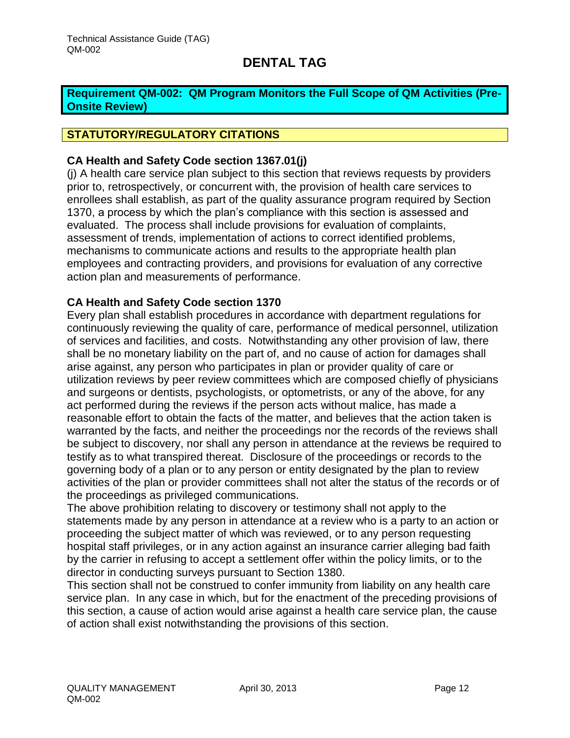# DENTAL TAG

**Requirement QM-002: QM Program Monitors the Full Scope of QM Activities (Pre-Onsite Review)**

## STATUTORY/REGULATORY CITATIONS

### CA Health and Safety Code section 1367.01(j)

(j) A health care service plan subject to this section that reviews requests by providers prior to, retrospectively, or concurrent with, the provision of health care services to enrollees shall establish, as part of the quality assurance program required by Section 1370, a process by which the plan's compliance with this section is assessed and evaluated. The process shall include provisions for evaluation of complaints, assessment of trends, implementation of actions to correct identified problems, mechanisms to communicate actions and results to the appropriate health plan employees and contracting providers, and provisions for evaluation of any corrective action plan and measurements of performance.

### CA Health and Safety Code section 1370

Every plan shall establish procedures in accordance with department regulations for continuously reviewing the quality of care, performance of medical personnel, utilization of services and facilities, and costs. Notwithstanding any other provision of law, there shall be no monetary liability on the part of, and no cause of action for damages shall arise against, any person who participates in plan or provider quality of care or utilization reviews by peer review committees which are composed chiefly of physicians and surgeons or dentists, psychologists, or optometrists, or any of the above, for any act performed during the reviews if the person acts without malice, has made a reasonable effort to obtain the facts of the matter, and believes that the action taken is warranted by the facts, and neither the proceedings nor the records of the reviews shall be subject to discovery, nor shall any person in attendance at the reviews be required to testify as to what transpired thereat. Disclosure of the proceedings or records to the governing body of a plan or to any person or entity designated by the plan to review activities of the plan or provider committees shall not alter the status of the records or of the proceedings as privileged communications.

The above prohibition relating to discovery or testimony shall not apply to the statements made by any person in attendance at a review who is a party to an action or proceeding the subject matter of which was reviewed, or to any person requesting hospital staff privileges, or in any action against an insurance carrier alleging bad faith by the carrier in refusing to accept a settlement offer within the policy limits, or to the director in conducting surveys pursuant to Section 1380.

This section shall not be construed to confer immunity from liability on any health care service plan. In any case in which, but for the enactment of the preceding provisions of this section, a cause of action would arise against a health care service plan, the cause of action shall exist notwithstanding the provisions of this section.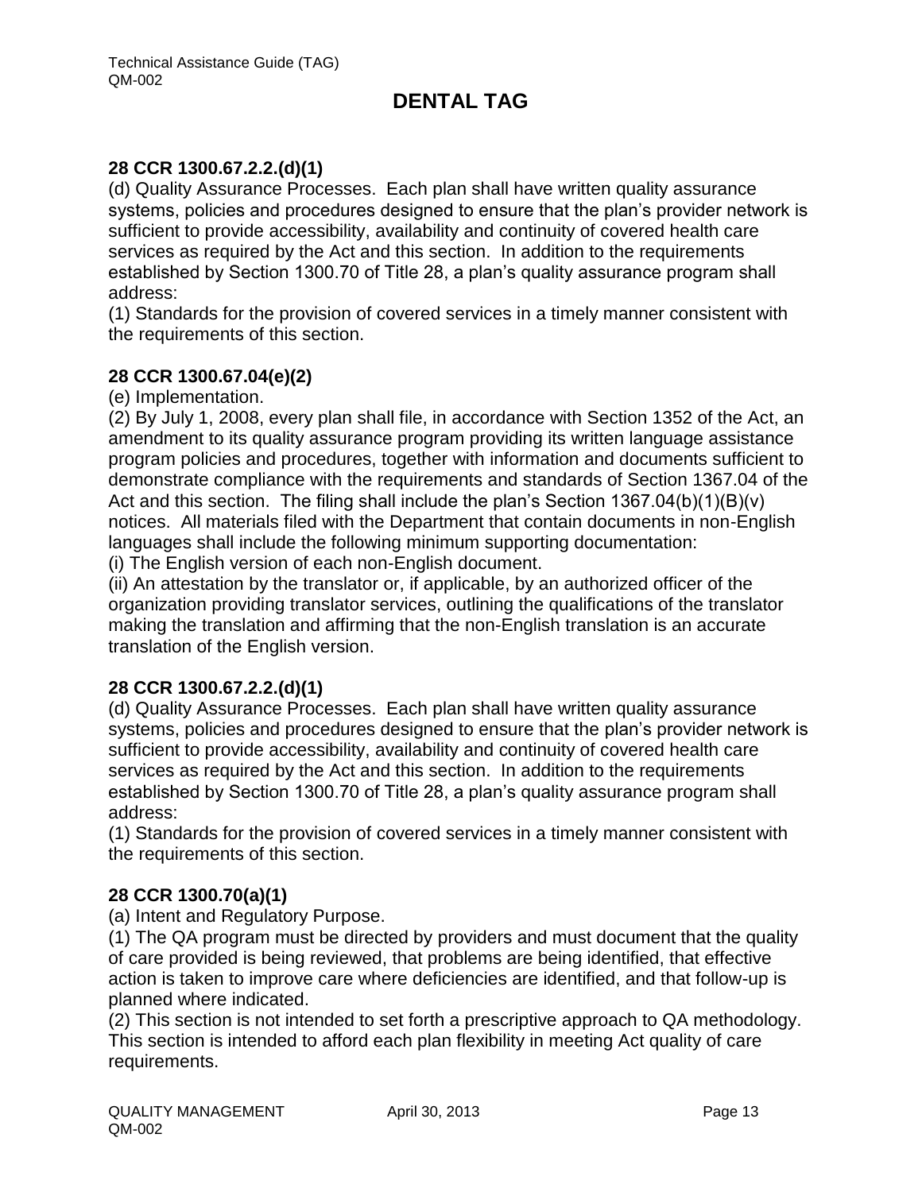# DENTAL TAG

**28 CCR 1300.67.2.2.(d)(1)**

(d) Quality Assurance Processes. Each plan shall have written quality assurance systems, policies and procedures designed to ensure that the plan's provider network is sufficient to provide accessibility, availability and continuity of covered health care services as required by the Act and this section. In addition to the requirements established by Section 1300.70 of Title 28, a plan's quality assurance program shall address:

(1) Standards for the provision of covered services in a timely manner consistent with the requirements of this section.

**28 CCR 1300.67.04(e)(2)**

(e) Implementation.

(2) By July 1, 2008, every plan shall file, in accordance with Section 1352 of the Act, an amendment to its quality assurance program providing its written language assistance program policies and procedures, together with information and documents sufficient to demonstrate compliance with the requirements and standards of Section 1367.04 of the Act and this section. The filing shall include the plan's Section 1367.04(b)(1)(B)(v) notices. All materials filed with the Department that contain documents in non-English languages shall include the following minimum supporting documentation:

(i) The English version of each non-English document.

(ii) An attestation by the translator or, if applicable, by an authorized officer of the organization providing translator services, outlining the qualifications of the translator making the translation and affirming that the non-English translation is an accurate translation of the English version.

**28 CCR 1300.67.2.2.(d)(1)**

(d) Quality Assurance Processes. Each plan shall have written quality assurance systems, policies and procedures designed to ensure that the plan's provider network is sufficient to provide accessibility, availability and continuity of covered health care services as required by the Act and this section. In addition to the requirements established by Section 1300.70 of Title 28, a plan's quality assurance program shall address:

(1) Standards for the provision of covered services in a timely manner consistent with the requirements of this section.

**28 CCR 1300.70(a)(1)**

(a) Intent and Regulatory Purpose.

(1) The QA program must be directed by providers and must document that the quality of care provided is being reviewed, that problems are being identified, that effective action is taken to improve care where deficiencies are identified, and that follow-up is planned where indicated.

(2) This section is not intended to set forth a prescriptive approach to QA methodology. This section is intended to afford each plan flexibility in meeting Act quality of care requirements.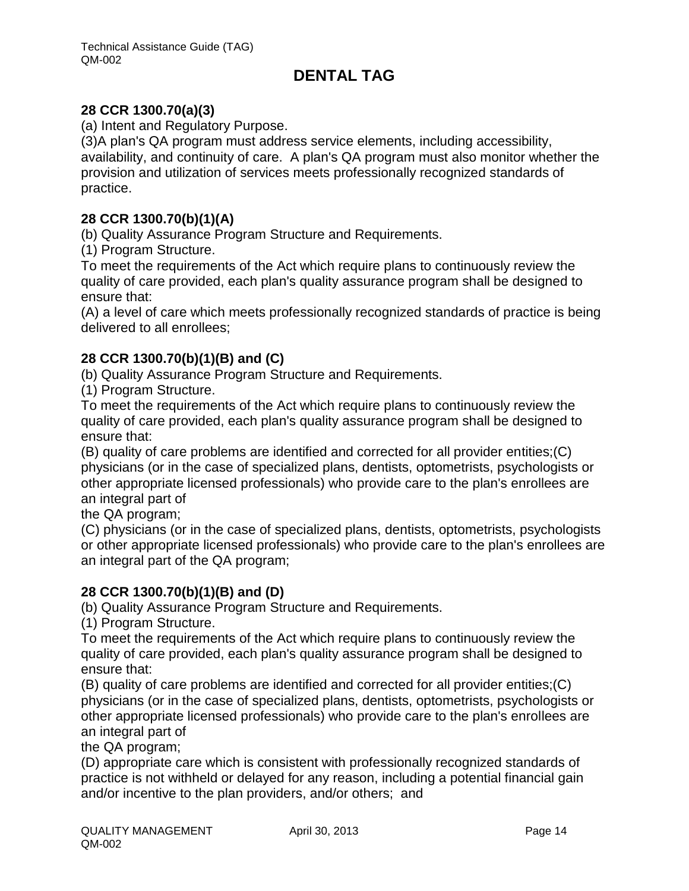# DENTAL TAG

**28 CCR 1300.70(a)(3)**

(a) Intent and Regulatory Purpose.

(3)A plan's QA program must address service elements, including accessibility, availability, and continuity of care. A plan's QA program must also monitor whether the provision and utilization of services meets professionally recognized standards of practice.

**28 CCR 1300.70(b)(1)(A)**

(b) Quality Assurance Program Structure and Requirements.

(1) Program Structure.

To meet the requirements of the Act which require plans to continuously review the quality of care provided, each plan's quality assurance program shall be designed to ensure that:

(A) a level of care which meets professionally recognized standards of practice is being delivered to all enrollees;

**28 CCR 1300.70(b)(1)(B) and (C)**

(b) Quality Assurance Program Structure and Requirements.

(1) Program Structure.

To meet the requirements of the Act which require plans to continuously review the quality of care provided, each plan's quality assurance program shall be designed to ensure that:

(B) quality of care problems are identified and corrected for all provider entities;(C) physicians (or in the case of specialized plans, dentists, optometrists, psychologists or other appropriate licensed professionals) who provide care to the plan's enrollees are an integral part of
the QA program;

(C) physicians (or in the case of specialized plans, dentists, optometrists, psychologists or other appropriate licensed professionals) who provide care to the plan's enrollees are an integral part of the QA program;

**28 CCR 1300.70(b)(1)(B) and (D)**

(b) Quality Assurance Program Structure and Requirements.

(1) Program Structure.

To meet the requirements of the Act which require plans to continuously review the quality of care provided, each plan's quality assurance program shall be designed to ensure that:

(B) quality of care problems are identified and corrected for all provider entities;(C) physicians (or in the case of specialized plans, dentists, optometrists, psychologists or other appropriate licensed professionals) who provide care to the plan's enrollees are an integral part of
the QA program;

(D) appropriate care which is consistent with professionally recognized standards of practice is not withheld or delayed for any reason, including a potential financial gain and/or incentive to the plan providers, and/or others; and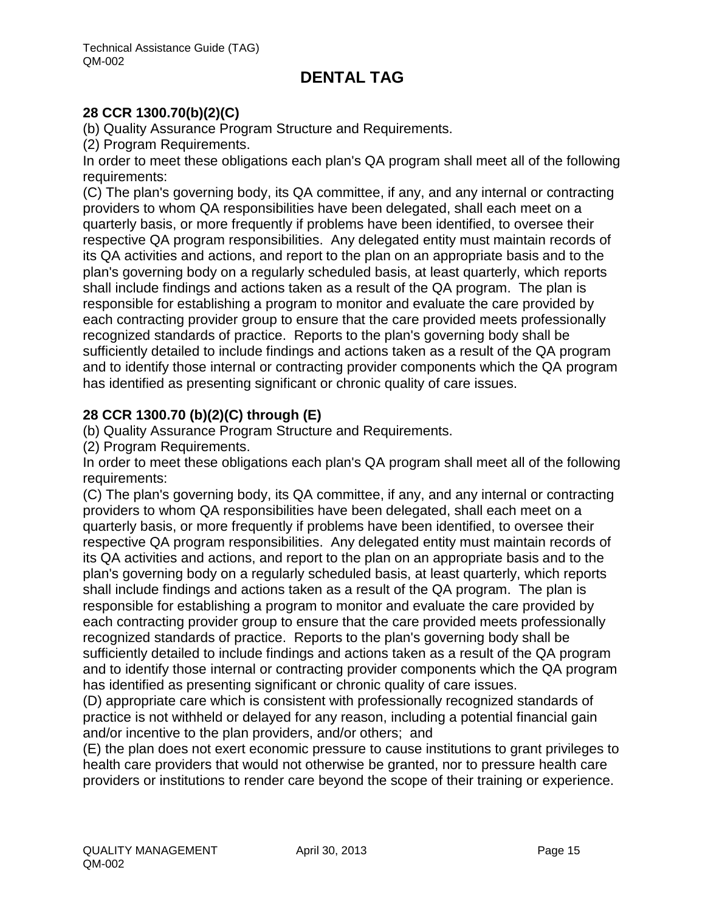# DENTAL TAG

**28 CCR 1300.70(b)(2)(C)**

(b) Quality Assurance Program Structure and Requirements.

(2) Program Requirements.

In order to meet these obligations each plan's QA program shall meet all of the following requirements:

(C) The plan's governing body, its QA committee, if any, and any internal or contracting providers to whom QA responsibilities have been delegated, shall each meet on a quarterly basis, or more frequently if problems have been identified, to oversee their respective QA program responsibilities. Any delegated entity must maintain records of its QA activities and actions, and report to the plan on an appropriate basis and to the plan's governing body on a regularly scheduled basis, at least quarterly, which reports shall include findings and actions taken as a result of the QA program. The plan is responsible for establishing a program to monitor and evaluate the care provided by each contracting provider group to ensure that the care provided meets professionally recognized standards of practice. Reports to the plan's governing body shall be sufficiently detailed to include findings and actions taken as a result of the QA program and to identify those internal or contracting provider components which the QA program has identified as presenting significant or chronic quality of care issues.

**28 CCR 1300.70 (b)(2)(C) through (E)**

(b) Quality Assurance Program Structure and Requirements.

(2) Program Requirements.

In order to meet these obligations each plan's QA program shall meet all of the following requirements:

(C) The plan's governing body, its QA committee, if any, and any internal or contracting providers to whom QA responsibilities have been delegated, shall each meet on a quarterly basis, or more frequently if problems have been identified, to oversee their respective QA program responsibilities. Any delegated entity must maintain records of its QA activities and actions, and report to the plan on an appropriate basis and to the plan's governing body on a regularly scheduled basis, at least quarterly, which reports shall include findings and actions taken as a result of the QA program. The plan is responsible for establishing a program to monitor and evaluate the care provided by each contracting provider group to ensure that the care provided meets professionally recognized standards of practice. Reports to the plan's governing body shall be sufficiently detailed to include findings and actions taken as a result of the QA program and to identify those internal or contracting provider components which the QA program has identified as presenting significant or chronic quality of care issues.

(D) appropriate care which is consistent with professionally recognized standards of practice is not withheld or delayed for any reason, including a potential financial gain and/or incentive to the plan providers, and/or others; and

(E) the plan does not exert economic pressure to cause institutions to grant privileges to health care providers that would not otherwise be granted, nor to pressure health care providers or institutions to render care beyond the scope of their training or experience.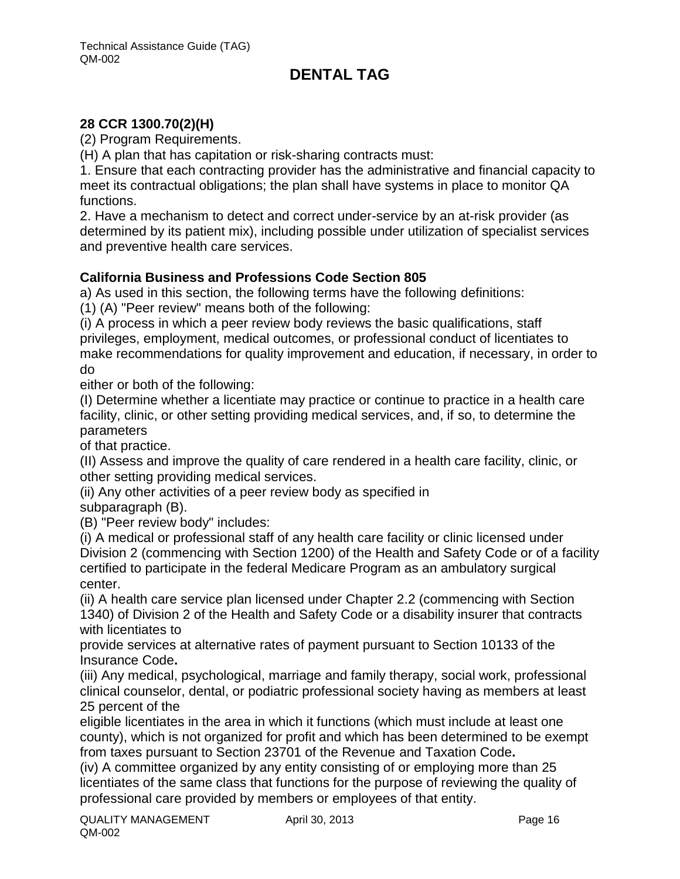# DENTAL TAG

**28 CCR 1300.70(2)(H)**

(2) Program Requirements.

(H) A plan that has capitation or risk-sharing contracts must:

1. Ensure that each contracting provider has the administrative and financial capacity to meet its contractual obligations; the plan shall have systems in place to monitor QA functions.
2. Have a mechanism to detect and correct under-service by an at-risk provider (as determined by its patient mix), including possible under utilization of specialist services and preventive health care services.

**California Business and Professions Code Section 805**

a) As used in this section, the following terms have the following definitions:

(1) (A) "Peer review" means both of the following:

(i) A process in which a peer review body reviews the basic qualifications, staff privileges, employment, medical outcomes, or professional conduct of licentiates to make recommendations for quality improvement and education, if necessary, in order to do either or both of the following:

(I) Determine whether a licentiate may practice or continue to practice in a health care facility, clinic, or other setting providing medical services, and, if so, to determine the parameters of that practice.

(II) Assess and improve the quality of care rendered in a health care facility, clinic, or other setting providing medical services.

(ii) Any other activities of a peer review body as specified in subparagraph (B).

(B) "Peer review body" includes:

(i) A medical or professional staff of any health care facility or clinic licensed under Division 2 (commencing with Section 1200) of the Health and Safety Code or of a facility certified to participate in the federal Medicare Program as an ambulatory surgical center.

(ii) A health care service plan licensed under Chapter 2.2 (commencing with Section 1340) of Division 2 of the Health and Safety Code or a disability insurer that contracts with licentiates to provide services at alternative rates of payment pursuant to Section 10133 of the Insurance Code**.**

(iii) Any medical, psychological, marriage and family therapy, social work, professional clinical counselor, dental, or podiatric professional society having as members at least 25 percent of the eligible licentiates in the area in which it functions (which must include at least one county), which is not organized for profit and which has been determined to be exempt from taxes pursuant to Section 23701 of the Revenue and Taxation Code**.**

(iv) A committee organized by any entity consisting of or employing more than 25 licentiates of the same class that functions for the purpose of reviewing the quality of professional care provided by members or employees of that entity.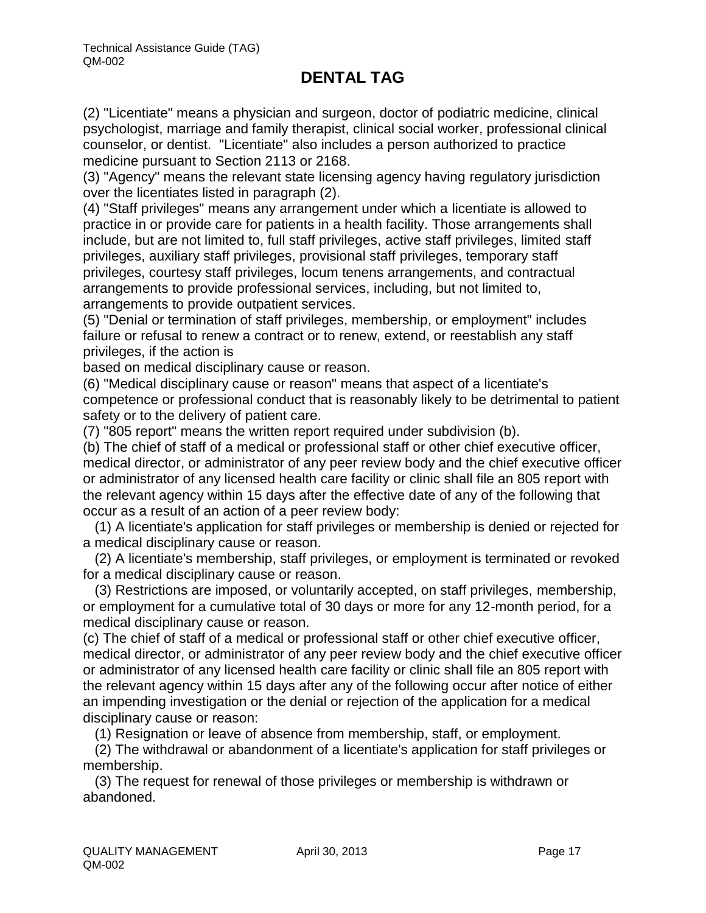# DENTAL TAG

(2) "Licentiate" means a physician and surgeon, doctor of podiatric medicine, clinical psychologist, marriage and family therapist, clinical social worker, professional clinical counselor, or dentist. "Licentiate" also includes a person authorized to practice medicine pursuant to Section 2113 or 2168.

(3) "Agency" means the relevant state licensing agency having regulatory jurisdiction over the licentiates listed in paragraph (2).

(4) "Staff privileges" means any arrangement under which a licentiate is allowed to practice in or provide care for patients in a health facility. Those arrangements shall include, but are not limited to, full staff privileges, active staff privileges, limited staff privileges, auxiliary staff privileges, provisional staff privileges, temporary staff privileges, courtesy staff privileges, locum tenens arrangements, and contractual arrangements to provide professional services, including, but not limited to, arrangements to provide outpatient services.

(5) "Denial or termination of staff privileges, membership, or employment" includes failure or refusal to renew a contract or to renew, extend, or reestablish any staff privileges, if the action is based on medical disciplinary cause or reason.

(6) "Medical disciplinary cause or reason" means that aspect of a licentiate's competence or professional conduct that is reasonably likely to be detrimental to patient safety or to the delivery of patient care.

(7) "805 report" means the written report required under subdivision (b).

(b) The chief of staff of a medical or professional staff or other chief executive officer, medical director, or administrator of any peer review body and the chief executive officer or administrator of any licensed health care facility or clinic shall file an 805 report with the relevant agency within 15 days after the effective date of any of the following that occur as a result of an action of a peer review body:

(1) A licentiate's application for staff privileges or membership is denied or rejected for a medical disciplinary cause or reason.

(2) A licentiate's membership, staff privileges, or employment is terminated or revoked for a medical disciplinary cause or reason.

(3) Restrictions are imposed, or voluntarily accepted, on staff privileges, membership, or employment for a cumulative total of 30 days or more for any 12-month period, for a medical disciplinary cause or reason.

(c) The chief of staff of a medical or professional staff or other chief executive officer, medical director, or administrator of any peer review body and the chief executive officer or administrator of any licensed health care facility or clinic shall file an 805 report with the relevant agency within 15 days after any of the following occur after notice of either an impending investigation or the denial or rejection of the application for a medical disciplinary cause or reason:

(1) Resignation or leave of absence from membership, staff, or employment.

(2) The withdrawal or abandonment of a licentiate's application for staff privileges or membership.

(3) The request for renewal of those privileges or membership is withdrawn or abandoned.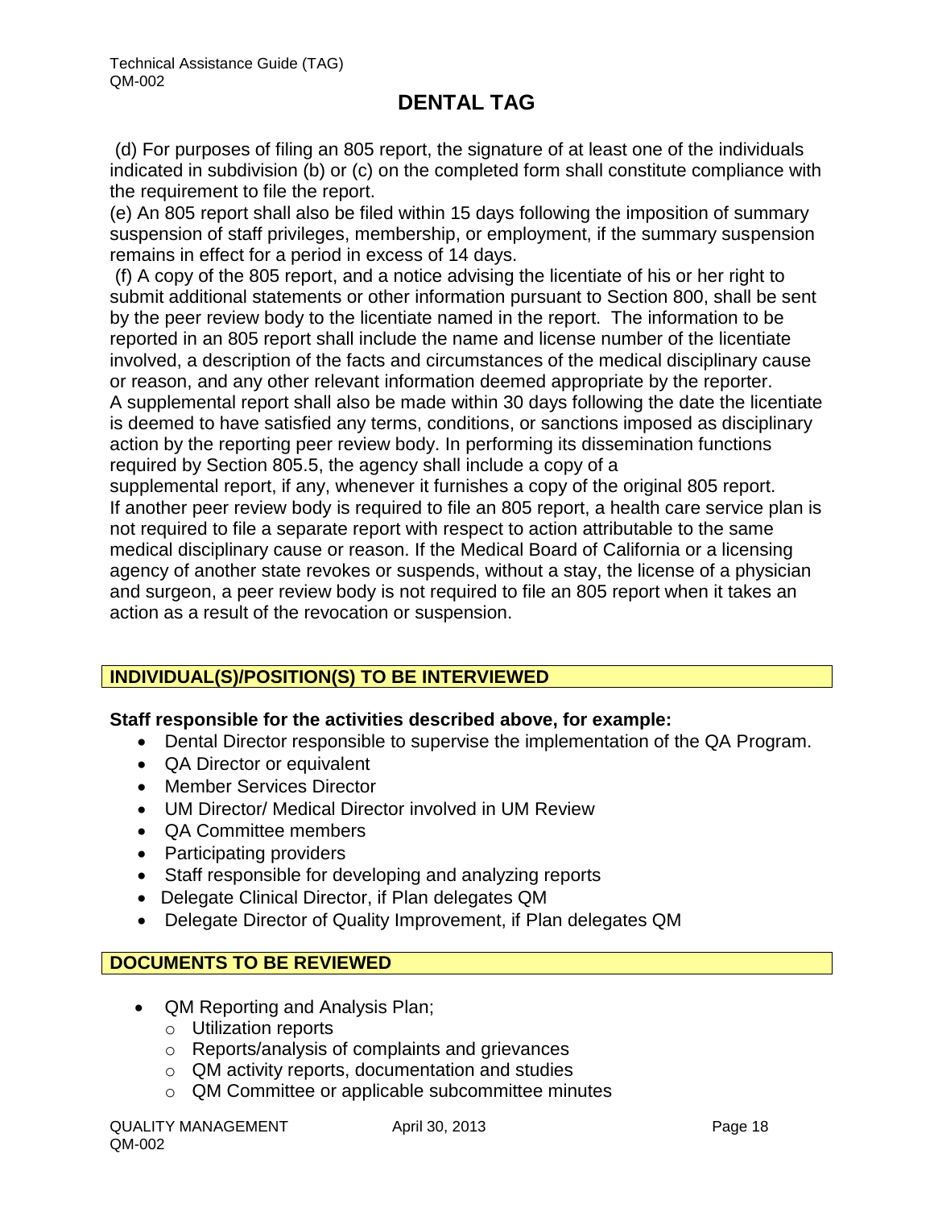# DENTAL TAG

(d) For purposes of filing an 805 report, the signature of at least one of the individuals indicated in subdivision (b) or (c) on the completed form shall constitute compliance with the requirement to file the report.

(e) An 805 report shall also be filed within 15 days following the imposition of summary suspension of staff privileges, membership, or employment, if the summary suspension remains in effect for a period in excess of 14 days.

(f) A copy of the 805 report, and a notice advising the licentiate of his or her right to submit additional statements or other information pursuant to Section 800, shall be sent by the peer review body to the licentiate named in the report. The information to be reported in an 805 report shall include the name and license number of the licentiate involved, a description of the facts and circumstances of the medical disciplinary cause or reason, and any other relevant information deemed appropriate by the reporter. A supplemental report shall also be made within 30 days following the date the licentiate is deemed to have satisfied any terms, conditions, or sanctions imposed as disciplinary action by the reporting peer review body. In performing its dissemination functions required by Section 805.5, the agency shall include a copy of a supplemental report, if any, whenever it furnishes a copy of the original 805 report. If another peer review body is required to file an 805 report, a health care service plan is not required to file a separate report with respect to action attributable to the same medical disciplinary cause or reason. If the Medical Board of California or a licensing agency of another state revokes or suspends, without a stay, the license of a physician and surgeon, a peer review body is not required to file an 805 report when it takes an action as a result of the revocation or suspension.

## INDIVIDUAL(S)/POSITION(S) TO BE INTERVIEWED

**Staff responsible for the activities described above, for example:**

- Dental Director responsible to supervise the implementation of the QA Program.
- QA Director or equivalent
- Member Services Director
- UM Director/ Medical Director involved in UM Review
- QA Committee members
- Participating providers
- Staff responsible for developing and analyzing reports
- Delegate Clinical Director, if Plan delegates QM
- Delegate Director of Quality Improvement, if Plan delegates QM

## DOCUMENTS TO BE REVIEWED

- QM Reporting and Analysis Plan;
  - Utilization reports
  - Reports/analysis of complaints and grievances
  - QM activity reports, documentation and studies
  - QM Committee or applicable subcommittee minutes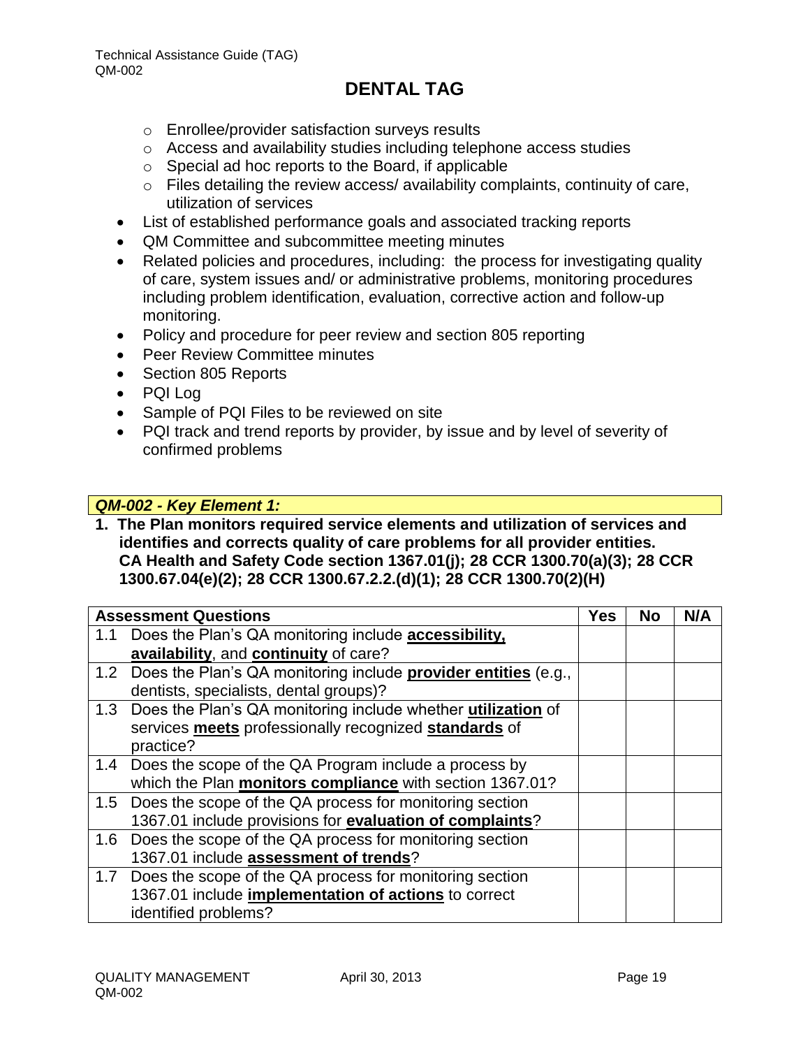# DENTAL TAG

- Enrollee/provider satisfaction surveys results
- Access and availability studies including telephone access studies
- Special ad hoc reports to the Board, if applicable
- Files detailing the review access/ availability complaints, continuity of care, utilization of services

- List of established performance goals and associated tracking reports
- QM Committee and subcommittee meeting minutes
- Related policies and procedures, including: the process for investigating quality of care, system issues and/ or administrative problems, monitoring procedures including problem identification, evaluation, corrective action and follow-up monitoring.
- Policy and procedure for peer review and section 805 reporting
- Peer Review Committee minutes
- Section 805 Reports
- PQI Log
- Sample of PQI Files to be reviewed on site
- PQI track and trend reports by provider, by issue and by level of severity of confirmed problems

***QM-002 - Key Element 1:***

**1. The Plan monitors required service elements and utilization of services and identifies and corrects quality of care problems for all provider entities. CA Health and Safety Code section 1367.01(j); 28 CCR 1300.70(a)(3); 28 CCR 1300.67.04(e)(2); 28 CCR 1300.67.2.2.(d)(1); 28 CCR 1300.70(2)(H)**

| Assessment Questions | | Yes | No | N/A |
|---|---|---|---|---|
| 1.1 | Does the Plan's QA monitoring include **accessibility, availability**, and **continuity** of care? | | | |
| 1.2 | Does the Plan's QA monitoring include **provider entities** (e.g., dentists, specialists, dental groups)? | | | |
| 1.3 | Does the Plan's QA monitoring include whether **utilization** of services **meets** professionally recognized **standards** of practice? | | | |
| 1.4 | Does the scope of the QA Program include a process by which the Plan **monitors compliance** with section 1367.01? | | | |
| 1.5 | Does the scope of the QA process for monitoring section 1367.01 include provisions for **evaluation of complaints**? | | | |
| 1.6 | Does the scope of the QA process for monitoring section 1367.01 include **assessment of trends**? | | | |
| 1.7 | Does the scope of the QA process for monitoring section 1367.01 include **implementation of actions** to correct identified problems? | | | |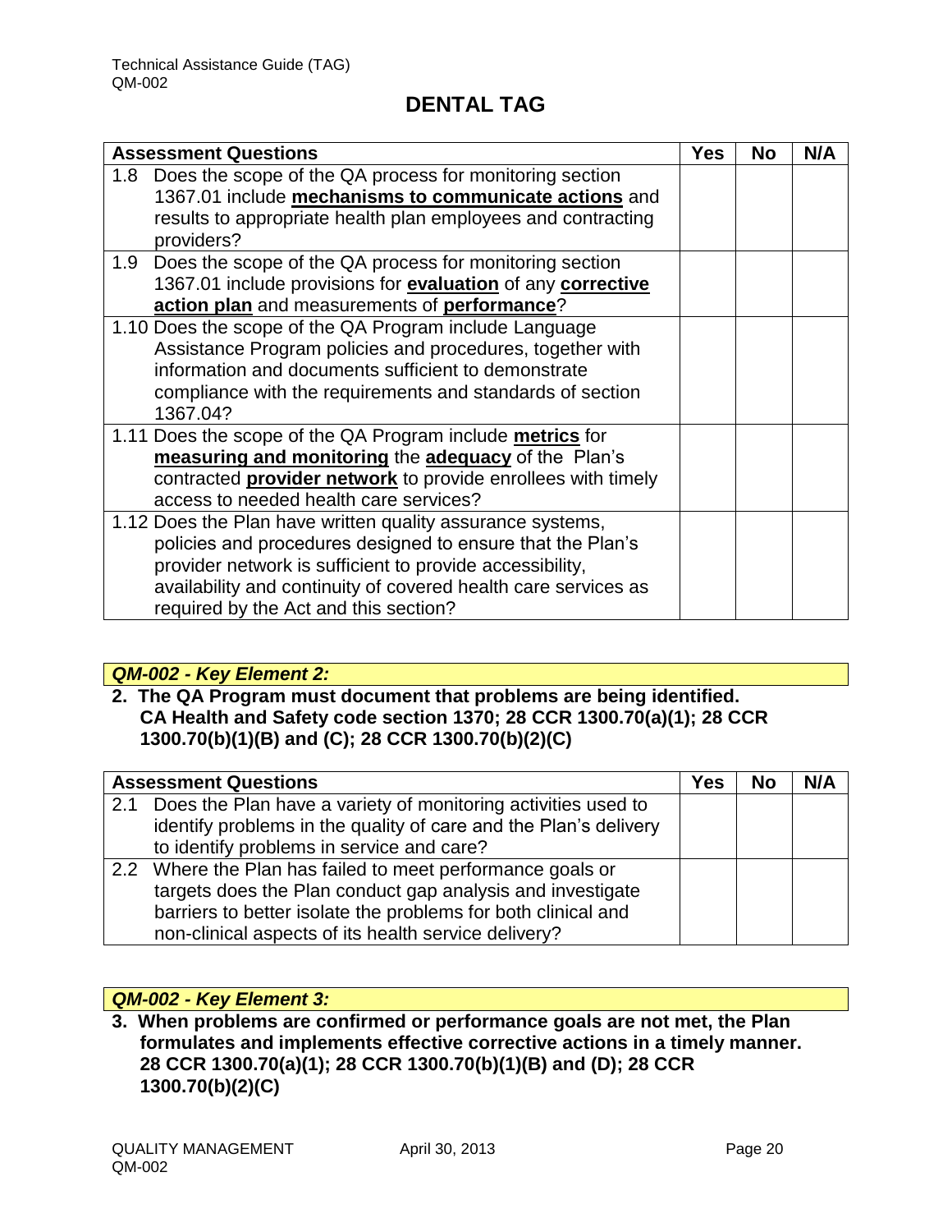# DENTAL TAG

| Assessment Questions | Yes | No | N/A |
|---|---|---|---|
| 1.8 Does the scope of the QA process for monitoring section 1367.01 include **mechanisms to communicate actions** and results to appropriate health plan employees and contracting providers? | | | |
| 1.9 Does the scope of the QA process for monitoring section 1367.01 include provisions for **evaluation** of any **corrective action plan** and measurements of **performance**? | | | |
| 1.10 Does the scope of the QA Program include Language Assistance Program policies and procedures, together with information and documents sufficient to demonstrate compliance with the requirements and standards of section 1367.04? | | | |
| 1.11 Does the scope of the QA Program include **metrics** for **measuring and monitoring** the **adequacy** of the Plan's contracted **provider network** to provide enrollees with timely access to needed health care services? | | | |
| 1.12 Does the Plan have written quality assurance systems, policies and procedures designed to ensure that the Plan's provider network is sufficient to provide accessibility, availability and continuity of covered health care services as required by the Act and this section? | | | |

***QM-002 - Key Element 2:***

**2. The QA Program must document that problems are being identified. CA Health and Safety code section 1370; 28 CCR 1300.70(a)(1); 28 CCR 1300.70(b)(1)(B) and (C); 28 CCR 1300.70(b)(2)(C)**

| Assessment Questions | Yes | No | N/A |
|---|---|---|---|
| 2.1 Does the Plan have a variety of monitoring activities used to identify problems in the quality of care and the Plan's delivery to identify problems in service and care? | | | |
| 2.2 Where the Plan has failed to meet performance goals or targets does the Plan conduct gap analysis and investigate barriers to better isolate the problems for both clinical and non-clinical aspects of its health service delivery? | | | |

***QM-002 - Key Element 3:***

**3. When problems are confirmed or performance goals are not met, the Plan formulates and implements effective corrective actions in a timely manner. 28 CCR 1300.70(a)(1); 28 CCR 1300.70(b)(1)(B) and (D); 28 CCR 1300.70(b)(2)(C)**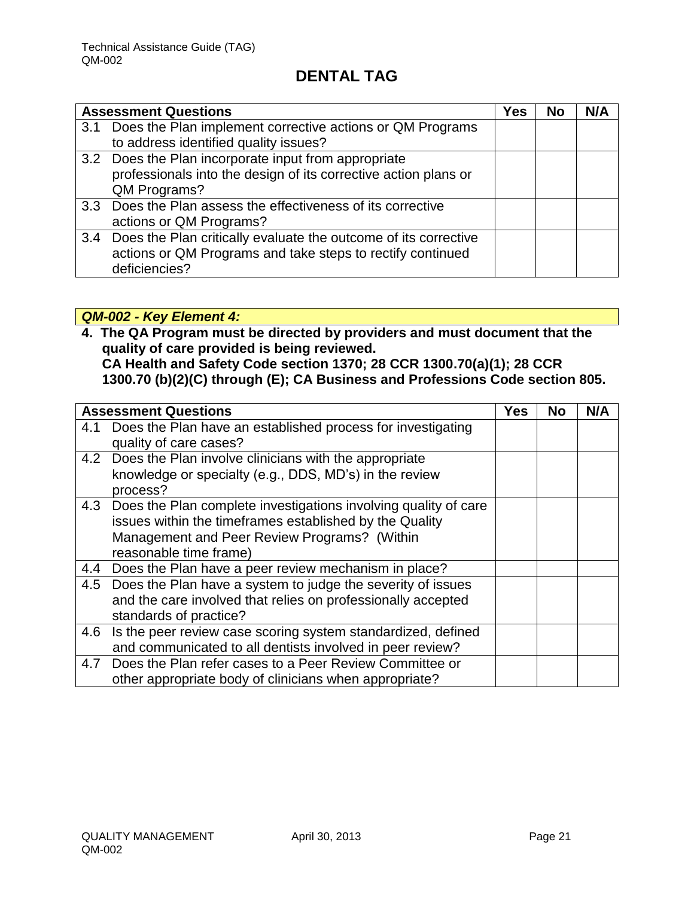# DENTAL TAG

| Assessment Questions | Yes | No | N/A |
|---|---|---|---|
| 3.1 Does the Plan implement corrective actions or QM Programs to address identified quality issues? | | | |
| 3.2 Does the Plan incorporate input from appropriate professionals into the design of its corrective action plans or QM Programs? | | | |
| 3.3 Does the Plan assess the effectiveness of its corrective actions or QM Programs? | | | |
| 3.4 Does the Plan critically evaluate the outcome of its corrective actions or QM Programs and take steps to rectify continued deficiencies? | | | |

***QM-002 - Key Element 4:***

**4. The QA Program must be directed by providers and must document that the quality of care provided is being reviewed.**
**CA Health and Safety Code section 1370; 28 CCR 1300.70(a)(1); 28 CCR 1300.70 (b)(2)(C) through (E); CA Business and Professions Code section 805.**

| Assessment Questions | Yes | No | N/A |
|---|---|---|---|
| 4.1 Does the Plan have an established process for investigating quality of care cases? | | | |
| 4.2 Does the Plan involve clinicians with the appropriate knowledge or specialty (e.g., DDS, MD's) in the review process? | | | |
| 4.3 Does the Plan complete investigations involving quality of care issues within the timeframes established by the Quality Management and Peer Review Programs? (Within reasonable time frame) | | | |
| 4.4 Does the Plan have a peer review mechanism in place? | | | |
| 4.5 Does the Plan have a system to judge the severity of issues and the care involved that relies on professionally accepted standards of practice? | | | |
| 4.6 Is the peer review case scoring system standardized, defined and communicated to all dentists involved in peer review? | | | |
| 4.7 Does the Plan refer cases to a Peer Review Committee or other appropriate body of clinicians when appropriate? | | | |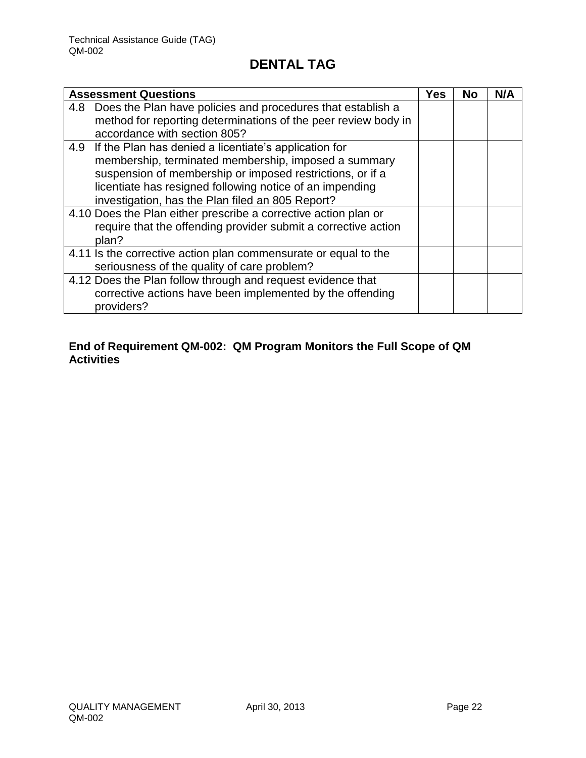# DENTAL TAG

| Assessment Questions | Yes | No | N/A |
|---|---|---|---|
| 4.8 Does the Plan have policies and procedures that establish a method for reporting determinations of the peer review body in accordance with section 805? | | | |
| 4.9 If the Plan has denied a licentiate's application for membership, terminated membership, imposed a summary suspension of membership or imposed restrictions, or if a licentiate has resigned following notice of an impending investigation, has the Plan filed an 805 Report? | | | |
| 4.10 Does the Plan either prescribe a corrective action plan or require that the offending provider submit a corrective action plan? | | | |
| 4.11 Is the corrective action plan commensurate or equal to the seriousness of the quality of care problem? | | | |
| 4.12 Does the Plan follow through and request evidence that corrective actions have been implemented by the offending providers? | | | |

**End of Requirement QM-002: QM Program Monitors the Full Scope of QM Activities**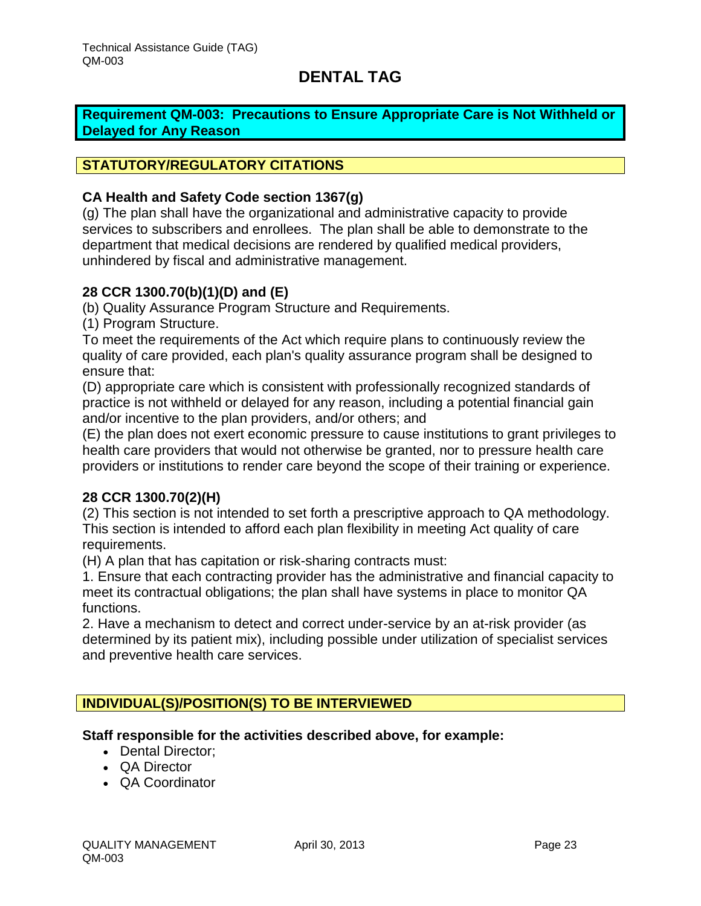# DENTAL TAG

## Requirement QM-003: Precautions to Ensure Appropriate Care is Not Withheld or Delayed for Any Reason

### STATUTORY/REGULATORY CITATIONS

**CA Health and Safety Code section 1367(g)**

(g) The plan shall have the organizational and administrative capacity to provide services to subscribers and enrollees. The plan shall be able to demonstrate to the department that medical decisions are rendered by qualified medical providers, unhindered by fiscal and administrative management.

**28 CCR 1300.70(b)(1)(D) and (E)**

(b) Quality Assurance Program Structure and Requirements.

(1) Program Structure.

To meet the requirements of the Act which require plans to continuously review the quality of care provided, each plan's quality assurance program shall be designed to ensure that:

(D) appropriate care which is consistent with professionally recognized standards of practice is not withheld or delayed for any reason, including a potential financial gain and/or incentive to the plan providers, and/or others; and

(E) the plan does not exert economic pressure to cause institutions to grant privileges to health care providers that would not otherwise be granted, nor to pressure health care providers or institutions to render care beyond the scope of their training or experience.

**28 CCR 1300.70(2)(H)**

(2) This section is not intended to set forth a prescriptive approach to QA methodology. This section is intended to afford each plan flexibility in meeting Act quality of care requirements.

(H) A plan that has capitation or risk-sharing contracts must:

1. Ensure that each contracting provider has the administrative and financial capacity to meet its contractual obligations; the plan shall have systems in place to monitor QA functions.

2. Have a mechanism to detect and correct under-service by an at-risk provider (as determined by its patient mix), including possible under utilization of specialist services and preventive health care services.

### INDIVIDUAL(S)/POSITION(S) TO BE INTERVIEWED

**Staff responsible for the activities described above, for example:**

- Dental Director;
- QA Director
- QA Coordinator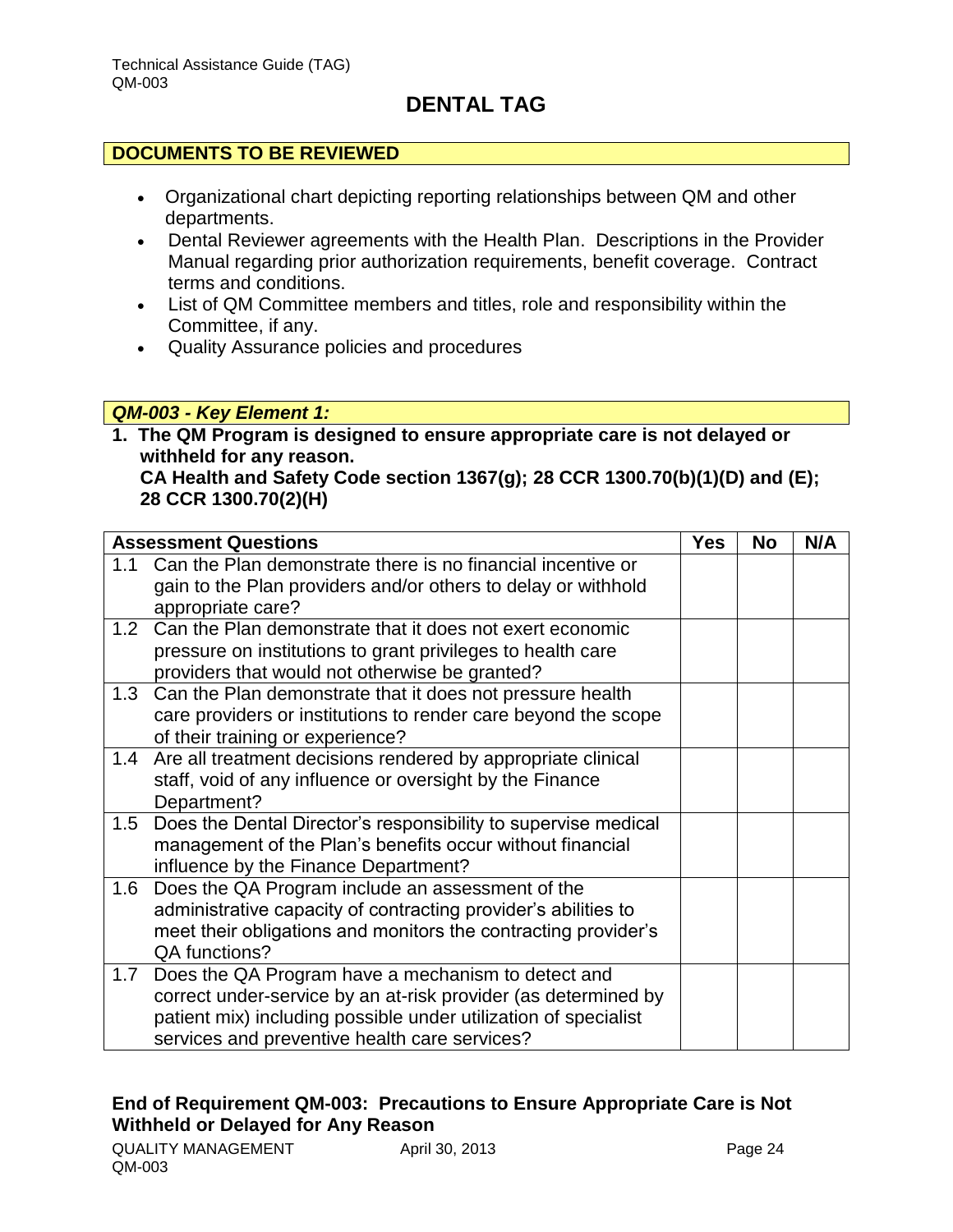# DENTAL TAG

## DOCUMENTS TO BE REVIEWED

- Organizational chart depicting reporting relationships between QM and other departments.
- Dental Reviewer agreements with the Health Plan. Descriptions in the Provider Manual regarding prior authorization requirements, benefit coverage. Contract terms and conditions.
- List of QM Committee members and titles, role and responsibility within the Committee, if any.
- Quality Assurance policies and procedures

## *QM-003 - Key Element 1:*

**1. The QM Program is designed to ensure appropriate care is not delayed or withheld for any reason.**
**CA Health and Safety Code section 1367(g); 28 CCR 1300.70(b)(1)(D) and (E); 28 CCR 1300.70(2)(H)**

| Assessment Questions | Yes | No | N/A |
|---|---|---|---|
| 1.1 Can the Plan demonstrate there is no financial incentive or gain to the Plan providers and/or others to delay or withhold appropriate care? | | | |
| 1.2 Can the Plan demonstrate that it does not exert economic pressure on institutions to grant privileges to health care providers that would not otherwise be granted? | | | |
| 1.3 Can the Plan demonstrate that it does not pressure health care providers or institutions to render care beyond the scope of their training or experience? | | | |
| 1.4 Are all treatment decisions rendered by appropriate clinical staff, void of any influence or oversight by the Finance Department? | | | |
| 1.5 Does the Dental Director's responsibility to supervise medical management of the Plan's benefits occur without financial influence by the Finance Department? | | | |
| 1.6 Does the QA Program include an assessment of the administrative capacity of contracting provider's abilities to meet their obligations and monitors the contracting provider's QA functions? | | | |
| 1.7 Does the QA Program have a mechanism to detect and correct under-service by an at-risk provider (as determined by patient mix) including possible under utilization of specialist services and preventive health care services? | | | |

**End of Requirement QM-003: Precautions to Ensure Appropriate Care is Not Withheld or Delayed for Any Reason**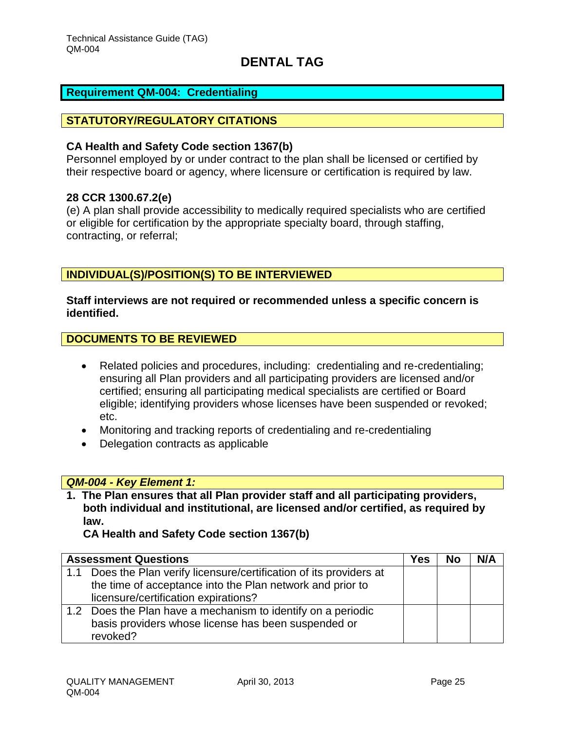# DENTAL TAG

## Requirement QM-004: Credentialing

### STATUTORY/REGULATORY CITATIONS

**CA Health and Safety Code section 1367(b)**
Personnel employed by or under contract to the plan shall be licensed or certified by their respective board or agency, where licensure or certification is required by law.

**28 CCR 1300.67.2(e)**
(e) A plan shall provide accessibility to medically required specialists who are certified or eligible for certification by the appropriate specialty board, through staffing, contracting, or referral;

### INDIVIDUAL(S)/POSITION(S) TO BE INTERVIEWED

**Staff interviews are not required or recommended unless a specific concern is identified.**

### DOCUMENTS TO BE REVIEWED

- Related policies and procedures, including: credentialing and re-credentialing; ensuring all Plan providers and all participating providers are licensed and/or certified; ensuring all participating medical specialists are certified or Board eligible; identifying providers whose licenses have been suspended or revoked; etc.
- Monitoring and tracking reports of credentialing and re-credentialing
- Delegation contracts as applicable

### *QM-004 - Key Element 1:*

**1. The Plan ensures that all Plan provider staff and all participating providers, both individual and institutional, are licensed and/or certified, as required by law.**
**CA Health and Safety Code section 1367(b)**

| Assessment Questions | Yes | No | N/A |
|---|---|---|---|
| 1.1 Does the Plan verify licensure/certification of its providers at the time of acceptance into the Plan network and prior to licensure/certification expirations? | | | |
| 1.2 Does the Plan have a mechanism to identify on a periodic basis providers whose license has been suspended or revoked? | | | |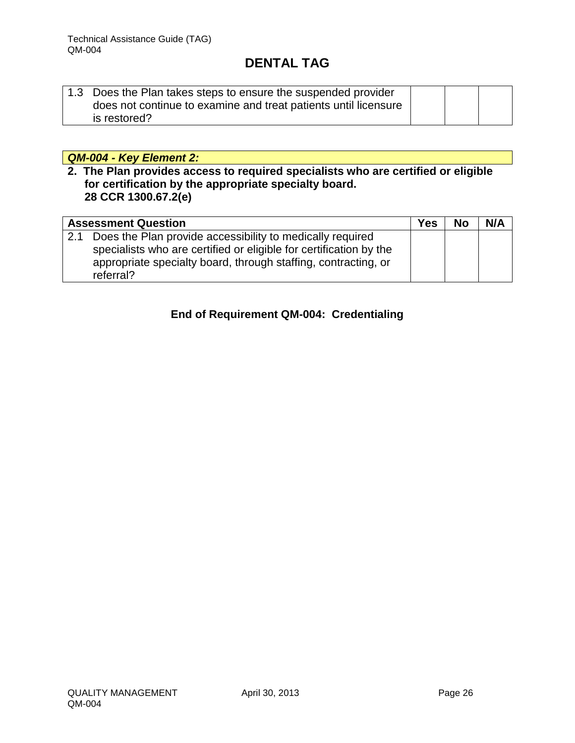## DENTAL TAG

| | Yes | No | N/A |
|---|---|---|---|
| 1.3 Does the Plan takes steps to ensure the suspended provider does not continue to examine and treat patients until licensure is restored? | | | |

***QM-004 - Key Element 2:***

**2. The Plan provides access to required specialists who are certified or eligible for certification by the appropriate specialty board.**
**28 CCR 1300.67.2(e)**

| Assessment Question | Yes | No | N/A |
|---|---|---|---|
| 2.1 Does the Plan provide accessibility to medically required specialists who are certified or eligible for certification by the appropriate specialty board, through staffing, contracting, or referral? | | | |

**End of Requirement QM-004: Credentialing**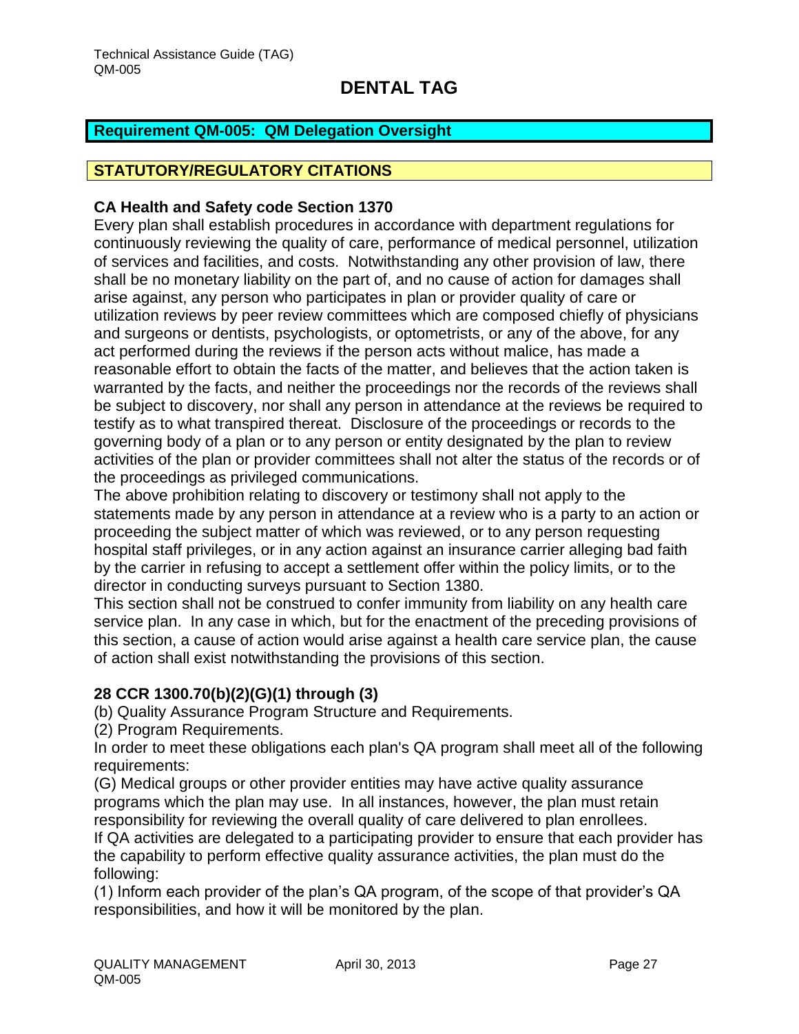# DENTAL TAG

## Requirement QM-005: QM Delegation Oversight

## STATUTORY/REGULATORY CITATIONS

### CA Health and Safety code Section 1370

Every plan shall establish procedures in accordance with department regulations for continuously reviewing the quality of care, performance of medical personnel, utilization of services and facilities, and costs. Notwithstanding any other provision of law, there shall be no monetary liability on the part of, and no cause of action for damages shall arise against, any person who participates in plan or provider quality of care or utilization reviews by peer review committees which are composed chiefly of physicians and surgeons or dentists, psychologists, or optometrists, or any of the above, for any act performed during the reviews if the person acts without malice, has made a reasonable effort to obtain the facts of the matter, and believes that the action taken is warranted by the facts, and neither the proceedings nor the records of the reviews shall be subject to discovery, nor shall any person in attendance at the reviews be required to testify as to what transpired thereat. Disclosure of the proceedings or records to the governing body of a plan or to any person or entity designated by the plan to review activities of the plan or provider committees shall not alter the status of the records or of the proceedings as privileged communications.

The above prohibition relating to discovery or testimony shall not apply to the statements made by any person in attendance at a review who is a party to an action or proceeding the subject matter of which was reviewed, or to any person requesting hospital staff privileges, or in any action against an insurance carrier alleging bad faith by the carrier in refusing to accept a settlement offer within the policy limits, or to the director in conducting surveys pursuant to Section 1380.

This section shall not be construed to confer immunity from liability on any health care service plan. In any case in which, but for the enactment of the preceding provisions of this section, a cause of action would arise against a health care service plan, the cause of action shall exist notwithstanding the provisions of this section.

### 28 CCR 1300.70(b)(2)(G)(1) through (3)

(b) Quality Assurance Program Structure and Requirements.

(2) Program Requirements.

In order to meet these obligations each plan's QA program shall meet all of the following requirements:

(G) Medical groups or other provider entities may have active quality assurance programs which the plan may use. In all instances, however, the plan must retain responsibility for reviewing the overall quality of care delivered to plan enrollees.

If QA activities are delegated to a participating provider to ensure that each provider has the capability to perform effective quality assurance activities, the plan must do the following:

(1) Inform each provider of the plan's QA program, of the scope of that provider's QA responsibilities, and how it will be monitored by the plan.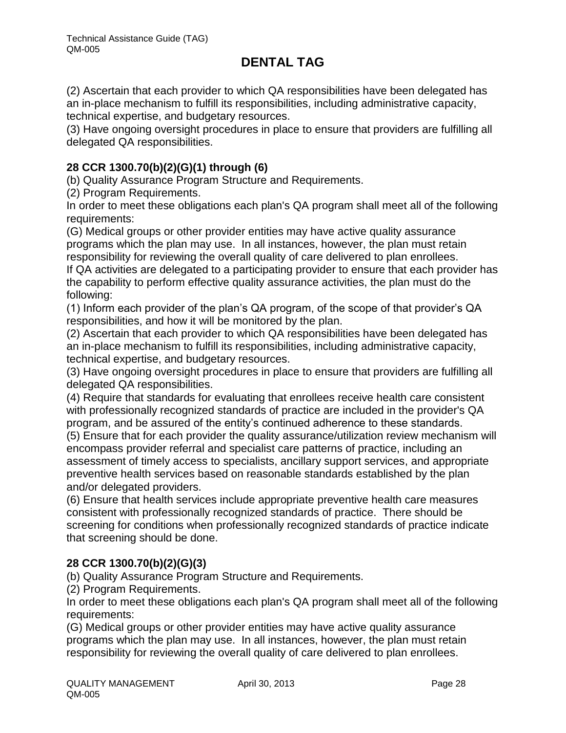(2) Ascertain that each provider to which QA responsibilities have been delegated has an in-place mechanism to fulfill its responsibilities, including administrative capacity, technical expertise, and budgetary resources.
(3) Have ongoing oversight procedures in place to ensure that providers are fulfilling all delegated QA responsibilities.

**28 CCR 1300.70(b)(2)(G)(1) through (6)**
(b) Quality Assurance Program Structure and Requirements.
(2) Program Requirements.
In order to meet these obligations each plan's QA program shall meet all of the following requirements:
(G) Medical groups or other provider entities may have active quality assurance programs which the plan may use. In all instances, however, the plan must retain responsibility for reviewing the overall quality of care delivered to plan enrollees.
If QA activities are delegated to a participating provider to ensure that each provider has the capability to perform effective quality assurance activities, the plan must do the following:
(1) Inform each provider of the plan's QA program, of the scope of that provider's QA responsibilities, and how it will be monitored by the plan.
(2) Ascertain that each provider to which QA responsibilities have been delegated has an in-place mechanism to fulfill its responsibilities, including administrative capacity, technical expertise, and budgetary resources.
(3) Have ongoing oversight procedures in place to ensure that providers are fulfilling all delegated QA responsibilities.
(4) Require that standards for evaluating that enrollees receive health care consistent with professionally recognized standards of practice are included in the provider's QA program, and be assured of the entity's continued adherence to these standards.
(5) Ensure that for each provider the quality assurance/utilization review mechanism will encompass provider referral and specialist care patterns of practice, including an assessment of timely access to specialists, ancillary support services, and appropriate preventive health services based on reasonable standards established by the plan and/or delegated providers.
(6) Ensure that health services include appropriate preventive health care measures consistent with professionally recognized standards of practice. There should be screening for conditions when professionally recognized standards of practice indicate that screening should be done.

**28 CCR 1300.70(b)(2)(G)(3)**
(b) Quality Assurance Program Structure and Requirements.
(2) Program Requirements.
In order to meet these obligations each plan's QA program shall meet all of the following requirements:
(G) Medical groups or other provider entities may have active quality assurance programs which the plan may use. In all instances, however, the plan must retain responsibility for reviewing the overall quality of care delivered to plan enrollees.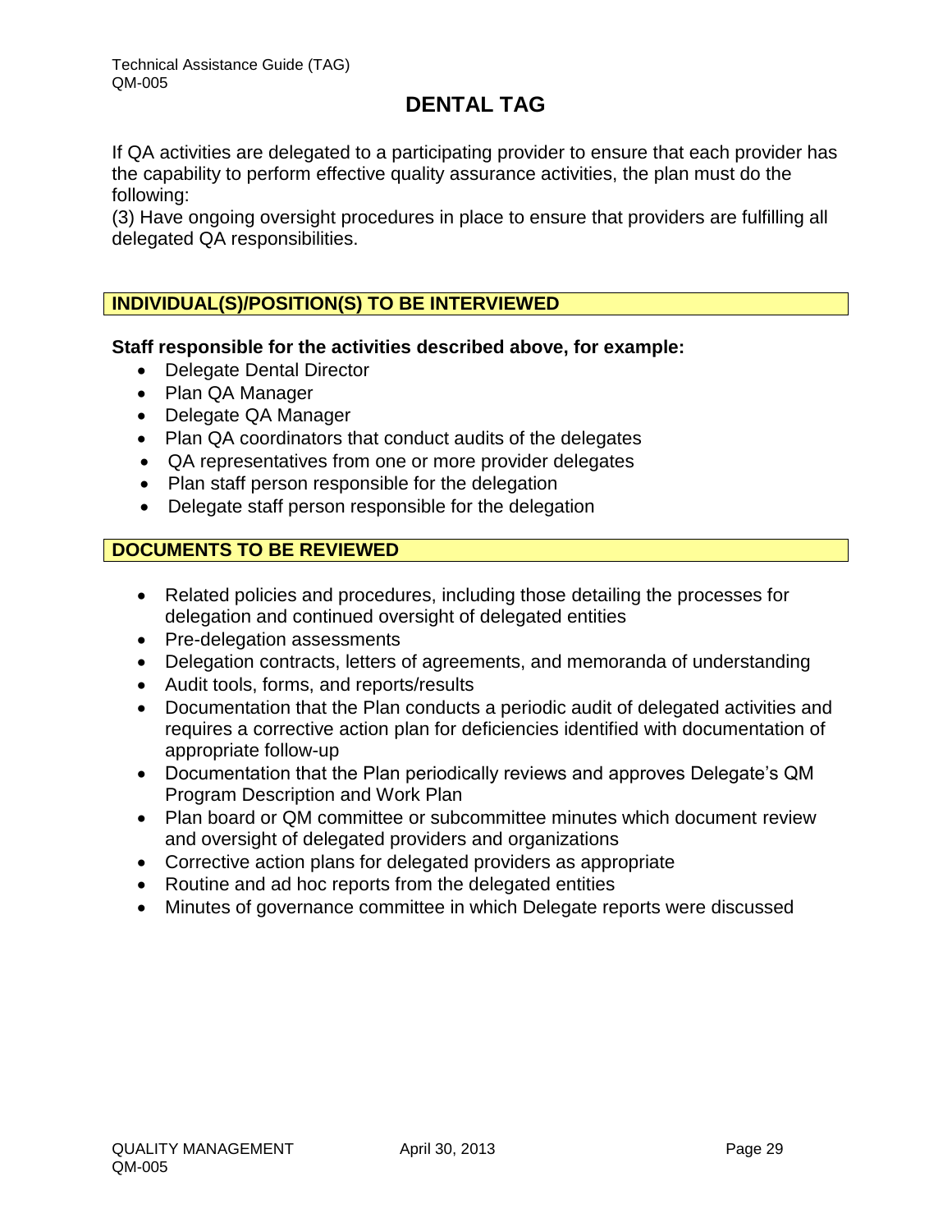# DENTAL TAG

If QA activities are delegated to a participating provider to ensure that each provider has the capability to perform effective quality assurance activities, the plan must do the following:

(3) Have ongoing oversight procedures in place to ensure that providers are fulfilling all delegated QA responsibilities.

## INDIVIDUAL(S)/POSITION(S) TO BE INTERVIEWED

**Staff responsible for the activities described above, for example:**

- Delegate Dental Director
- Plan QA Manager
- Delegate QA Manager
- Plan QA coordinators that conduct audits of the delegates
- QA representatives from one or more provider delegates
- Plan staff person responsible for the delegation
- Delegate staff person responsible for the delegation

## DOCUMENTS TO BE REVIEWED

- Related policies and procedures, including those detailing the processes for delegation and continued oversight of delegated entities
- Pre-delegation assessments
- Delegation contracts, letters of agreements, and memoranda of understanding
- Audit tools, forms, and reports/results
- Documentation that the Plan conducts a periodic audit of delegated activities and requires a corrective action plan for deficiencies identified with documentation of appropriate follow-up
- Documentation that the Plan periodically reviews and approves Delegate's QM Program Description and Work Plan
- Plan board or QM committee or subcommittee minutes which document review and oversight of delegated providers and organizations
- Corrective action plans for delegated providers as appropriate
- Routine and ad hoc reports from the delegated entities
- Minutes of governance committee in which Delegate reports were discussed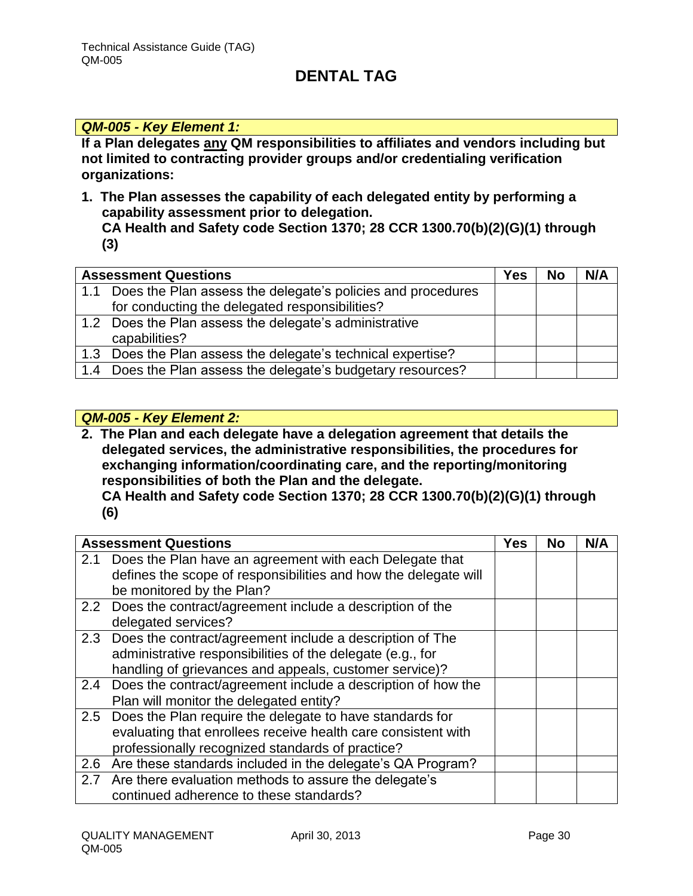# DENTAL TAG

***QM-005 - Key Element 1:***

**If a Plan delegates <u>any</u> QM responsibilities to affiliates and vendors including but not limited to contracting provider groups and/or credentialing verification organizations:**

**1. The Plan assesses the capability of each delegated entity by performing a capability assessment prior to delegation.**
**CA Health and Safety code Section 1370; 28 CCR 1300.70(b)(2)(G)(1) through (3)**

| Assessment Questions | Yes | No | N/A |
|---|---|---|---|
| 1.1 Does the Plan assess the delegate's policies and procedures for conducting the delegated responsibilities? | | | |
| 1.2 Does the Plan assess the delegate's administrative capabilities? | | | |
| 1.3 Does the Plan assess the delegate's technical expertise? | | | |
| 1.4 Does the Plan assess the delegate's budgetary resources? | | | |

***QM-005 - Key Element 2:***

**2. The Plan and each delegate have a delegation agreement that details the delegated services, the administrative responsibilities, the procedures for exchanging information/coordinating care, and the reporting/monitoring responsibilities of both the Plan and the delegate.**
**CA Health and Safety code Section 1370; 28 CCR 1300.70(b)(2)(G)(1) through (6)**

| Assessment Questions | Yes | No | N/A |
|---|---|---|---|
| 2.1 Does the Plan have an agreement with each Delegate that defines the scope of responsibilities and how the delegate will be monitored by the Plan? | | | |
| 2.2 Does the contract/agreement include a description of the delegated services? | | | |
| 2.3 Does the contract/agreement include a description of The administrative responsibilities of the delegate (e.g., for handling of grievances and appeals, customer service)? | | | |
| 2.4 Does the contract/agreement include a description of how the Plan will monitor the delegated entity? | | | |
| 2.5 Does the Plan require the delegate to have standards for evaluating that enrollees receive health care consistent with professionally recognized standards of practice? | | | |
| 2.6 Are these standards included in the delegate's QA Program? | | | |
| 2.7 Are there evaluation methods to assure the delegate's continued adherence to these standards? | | | |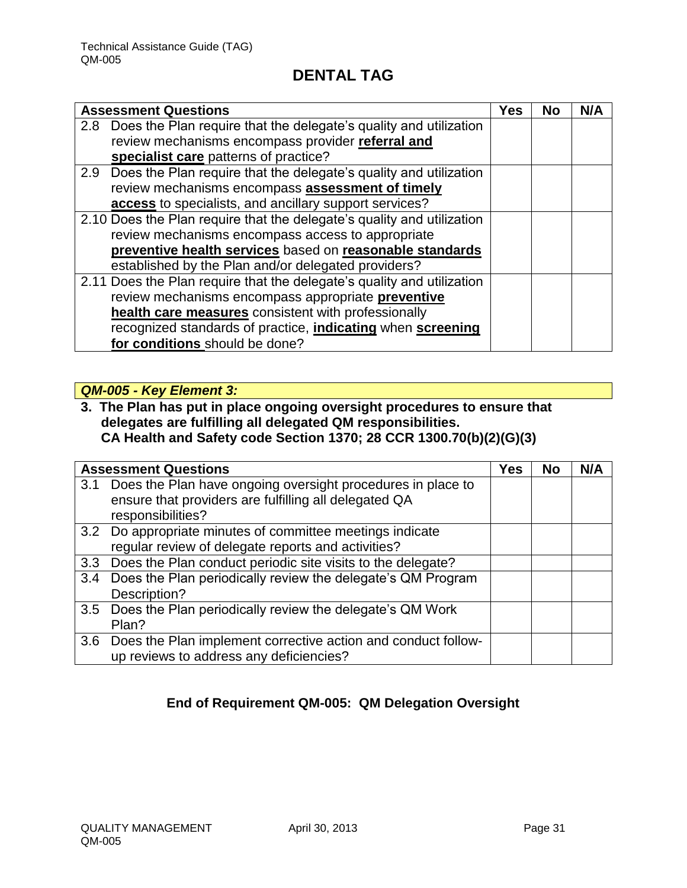# DENTAL TAG

| Assessment Questions | Yes | No | N/A |
|---|---|---|---|
| 2.8 Does the Plan require that the delegate's quality and utilization review mechanisms encompass provider **referral and specialist care** patterns of practice? | | | |
| 2.9 Does the Plan require that the delegate's quality and utilization review mechanisms encompass **assessment of timely access** to specialists, and ancillary support services? | | | |
| 2.10 Does the Plan require that the delegate's quality and utilization review mechanisms encompass access to appropriate **preventive health services** based on **reasonable standards** established by the Plan and/or delegated providers? | | | |
| 2.11 Does the Plan require that the delegate's quality and utilization review mechanisms encompass appropriate **preventive health care measures** consistent with professionally recognized standards of practice, **indicating** when **screening for conditions** should be done? | | | |

***QM-005 - Key Element 3:***

**3. The Plan has put in place ongoing oversight procedures to ensure that delegates are fulfilling all delegated QM responsibilities.
CA Health and Safety code Section 1370; 28 CCR 1300.70(b)(2)(G)(3)**

| Assessment Questions | Yes | No | N/A |
|---|---|---|---|
| 3.1 Does the Plan have ongoing oversight procedures in place to ensure that providers are fulfilling all delegated QA responsibilities? | | | |
| 3.2 Do appropriate minutes of committee meetings indicate regular review of delegate reports and activities? | | | |
| 3.3 Does the Plan conduct periodic site visits to the delegate? | | | |
| 3.4 Does the Plan periodically review the delegate's QM Program Description? | | | |
| 3.5 Does the Plan periodically review the delegate's QM Work Plan? | | | |
| 3.6 Does the Plan implement corrective action and conduct follow-up reviews to address any deficiencies? | | | |

**End of Requirement QM-005: QM Delegation Oversight**